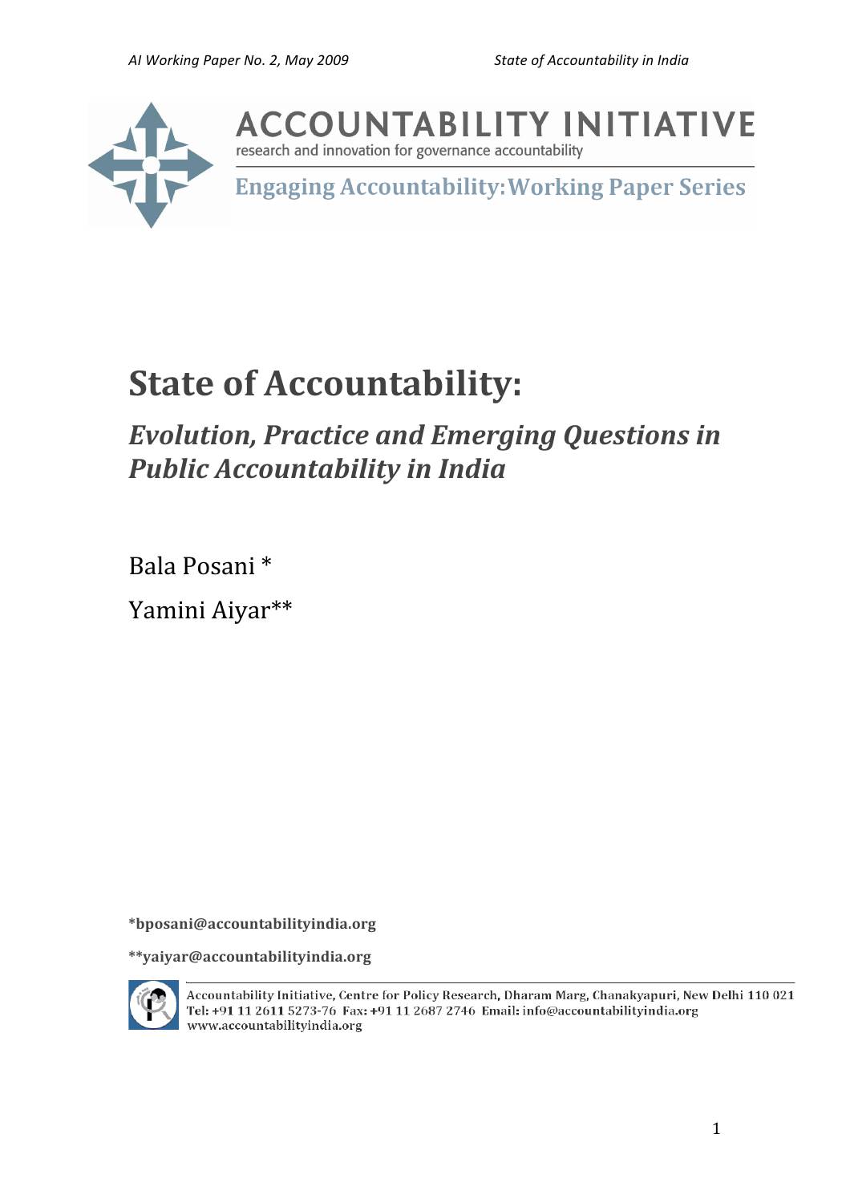ACCOUNTABILITY INITIATIVE

research and innovation for governance accountability

**Engaging Accountability: Working Paper Series**

# State of Accountability:

## *Evolution, Practice and Emerging Questions in Public Accountability in India*

Bala Posani *

Yamini Aiyar**

**\*bposani@accountabilityindia.org**

**\*\*yaiyar@accountabilityindia.org**

Accountability Initiative, Centre for Policy Research, Dharam Marg, Chanakyapuri, New Delhi 110 021
Tel: +91 11 2611 5273-76 Fax: +91 11 2687 2746 Email: info@accountabilityindia.org
www.accountabilityindia.org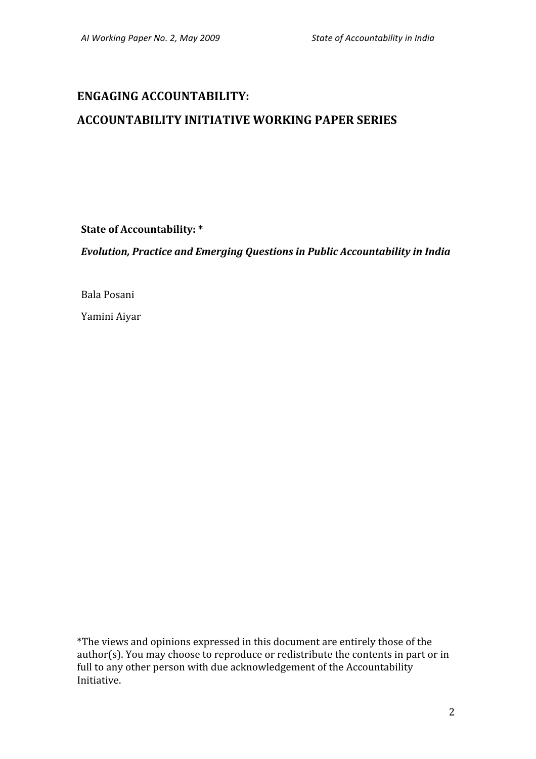## ENGAGING ACCOUNTABILITY:

## ACCOUNTABILITY INITIATIVE WORKING PAPER SERIES

**State of Accountability: ***

***Evolution, Practice and Emerging Questions in Public Accountability in India***

Bala Posani

Yamini Aiyar

*The views and opinions expressed in this document are entirely those of the author(s). You may choose to reproduce or redistribute the contents in part or in full to any other person with due acknowledgement of the Accountability Initiative.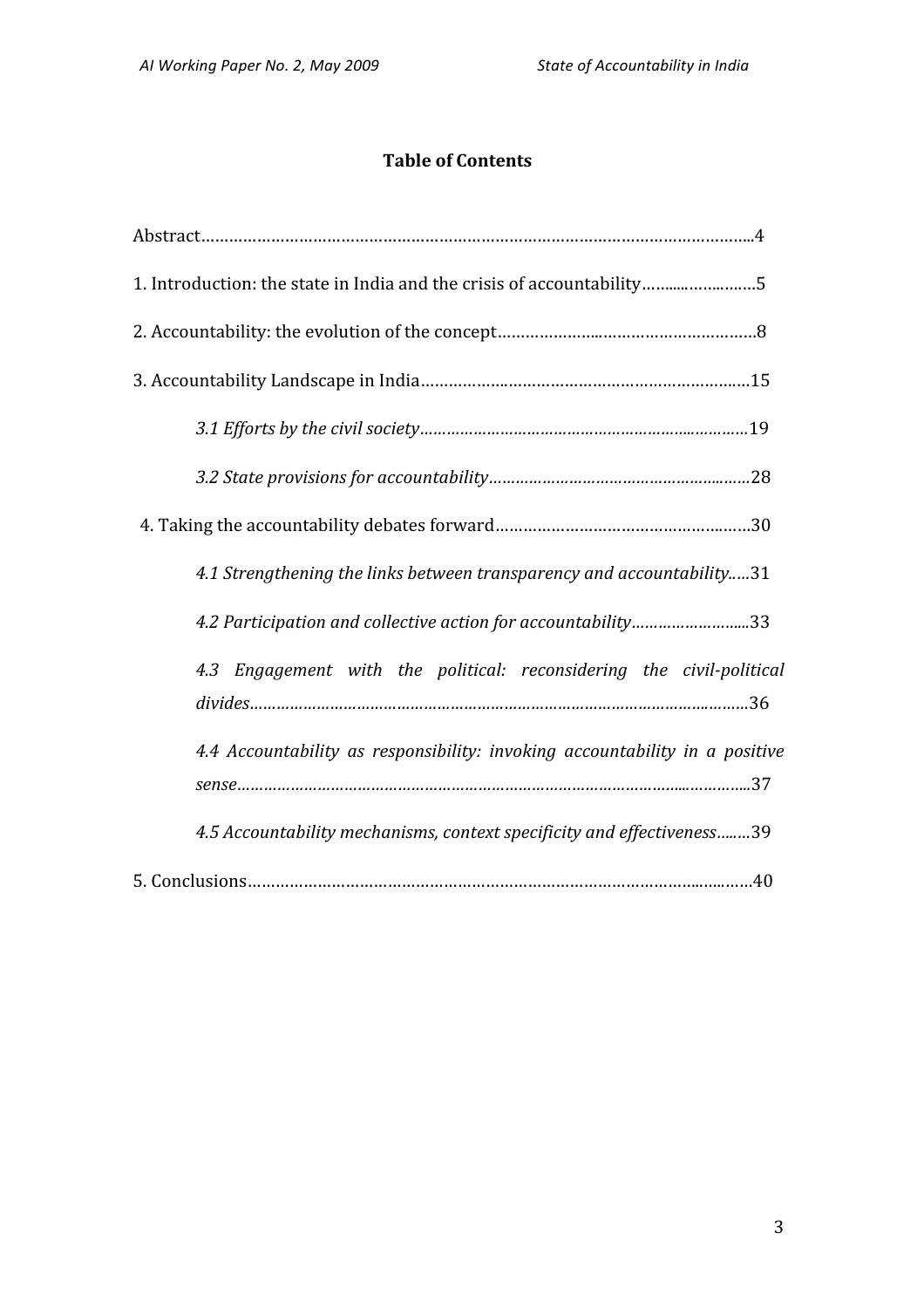## Table of Contents

Abstract…………………………………………………………………………………………………………..4

1. Introduction: the state in India and the crisis of accountability……...……..….…5

2. Accountability: the evolution of the concept…………………..…………………………….8

3. Accountability Landscape in India………………..…………………………………………….15

*3.1 Efforts by the civil society……………………………………………………..…………19*

*3.2 State provisions for accountability……………………………………………..……28*

4. Taking the accountability debates forward……………………………………….……30

*4.1 Strengthening the links between transparency and accountability…..31*

*4.2 Participation and collective action for accountability……………………...33*

*4.3 Engagement with the political: reconsidering the civil-political divides………………………………………………………………………………………….……36*

*4.4 Accountability as responsibility: invoking accountability in a positive sense…………………………………………………………………………………...…………...37*

*4.5 Accountability mechanisms, context specificity and effectiveness….….39*

5. Conclusions………………………………………………………………………………….…..….…..40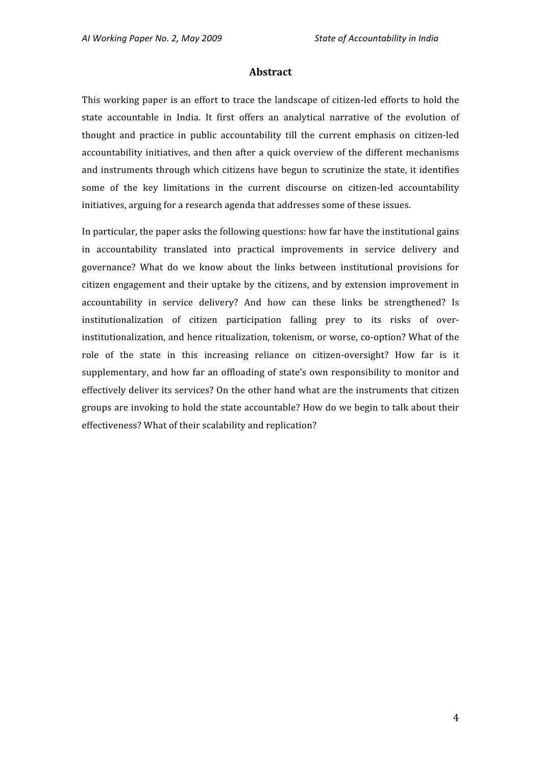## Abstract

This working paper is an effort to trace the landscape of citizen-led efforts to hold the state accountable in India. It first offers an analytical narrative of the evolution of thought and practice in public accountability till the current emphasis on citizen-led accountability initiatives, and then after a quick overview of the different mechanisms and instruments through which citizens have begun to scrutinize the state, it identifies some of the key limitations in the current discourse on citizen-led accountability initiatives, arguing for a research agenda that addresses some of these issues.

In particular, the paper asks the following questions: how far have the institutional gains in accountability translated into practical improvements in service delivery and governance? What do we know about the links between institutional provisions for citizen engagement and their uptake by the citizens, and by extension improvement in accountability in service delivery? And how can these links be strengthened? Is institutionalization of citizen participation falling prey to its risks of over-institutionalization, and hence ritualization, tokenism, or worse, co-option? What of the role of the state in this increasing reliance on citizen-oversight? How far is it supplementary, and how far an offloading of state's own responsibility to monitor and effectively deliver its services? On the other hand what are the instruments that citizen groups are invoking to hold the state accountable? How do we begin to talk about their effectiveness? What of their scalability and replication?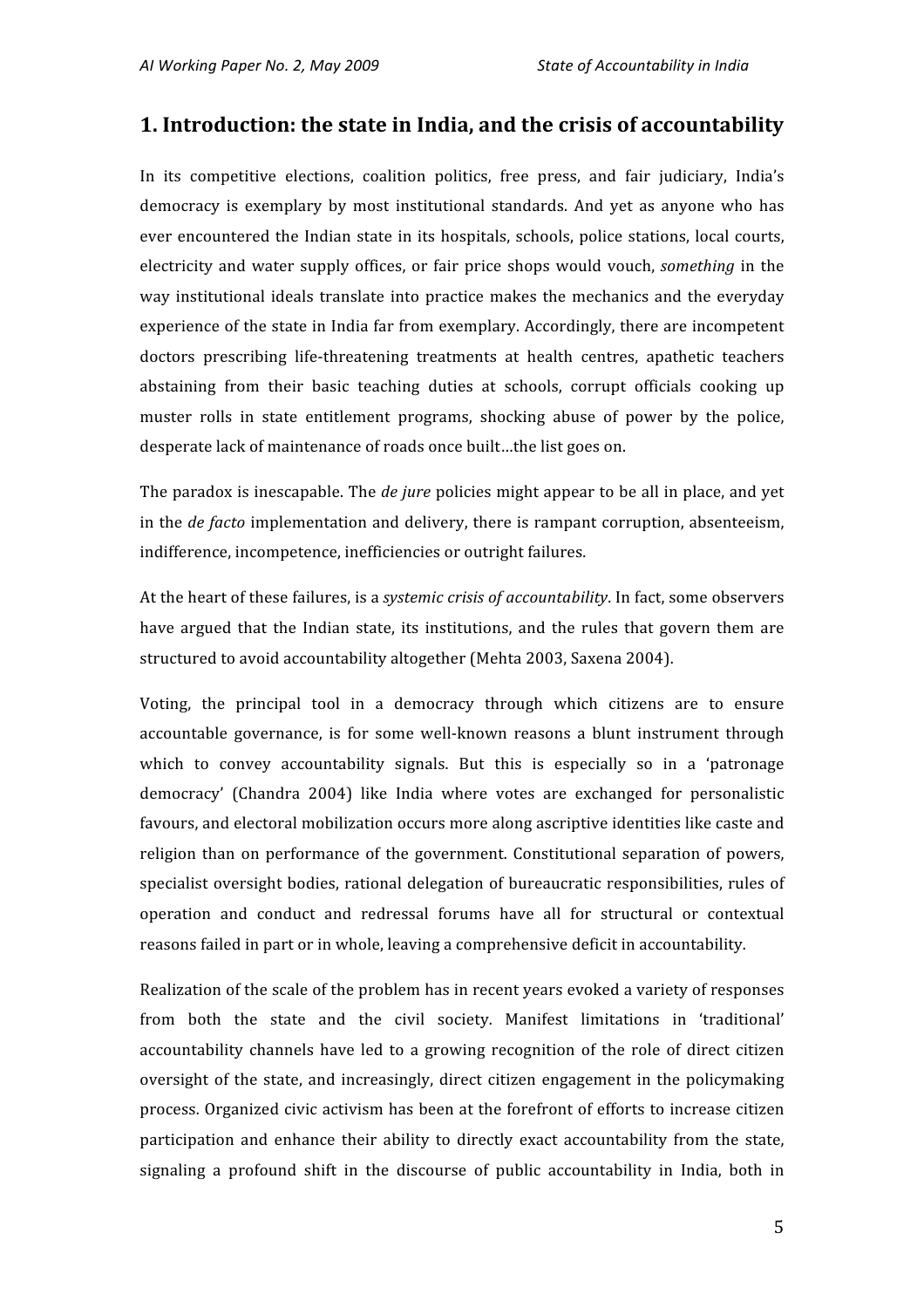# 1. Introduction: the state in India, and the crisis of accountability

In its competitive elections, coalition politics, free press, and fair judiciary, India's democracy is exemplary by most institutional standards. And yet as anyone who has ever encountered the Indian state in its hospitals, schools, police stations, local courts, electricity and water supply offices, or fair price shops would vouch, *something* in the way institutional ideals translate into practice makes the mechanics and the everyday experience of the state in India far from exemplary. Accordingly, there are incompetent doctors prescribing life-threatening treatments at health centres, apathetic teachers abstaining from their basic teaching duties at schools, corrupt officials cooking up muster rolls in state entitlement programs, shocking abuse of power by the police, desperate lack of maintenance of roads once built…the list goes on.

The paradox is inescapable. The *de jure* policies might appear to be all in place, and yet in the *de facto* implementation and delivery, there is rampant corruption, absenteeism, indifference, incompetence, inefficiencies or outright failures.

At the heart of these failures, is a *systemic crisis of accountability*. In fact, some observers have argued that the Indian state, its institutions, and the rules that govern them are structured to avoid accountability altogether (Mehta 2003, Saxena 2004).

Voting, the principal tool in a democracy through which citizens are to ensure accountable governance, is for some well-known reasons a blunt instrument through which to convey accountability signals. But this is especially so in a 'patronage democracy' (Chandra 2004) like India where votes are exchanged for personalistic favours, and electoral mobilization occurs more along ascriptive identities like caste and religion than on performance of the government. Constitutional separation of powers, specialist oversight bodies, rational delegation of bureaucratic responsibilities, rules of operation and conduct and redressal forums have all for structural or contextual reasons failed in part or in whole, leaving a comprehensive deficit in accountability.

Realization of the scale of the problem has in recent years evoked a variety of responses from both the state and the civil society. Manifest limitations in 'traditional' accountability channels have led to a growing recognition of the role of direct citizen oversight of the state, and increasingly, direct citizen engagement in the policymaking process. Organized civic activism has been at the forefront of efforts to increase citizen participation and enhance their ability to directly exact accountability from the state, signaling a profound shift in the discourse of public accountability in India, both in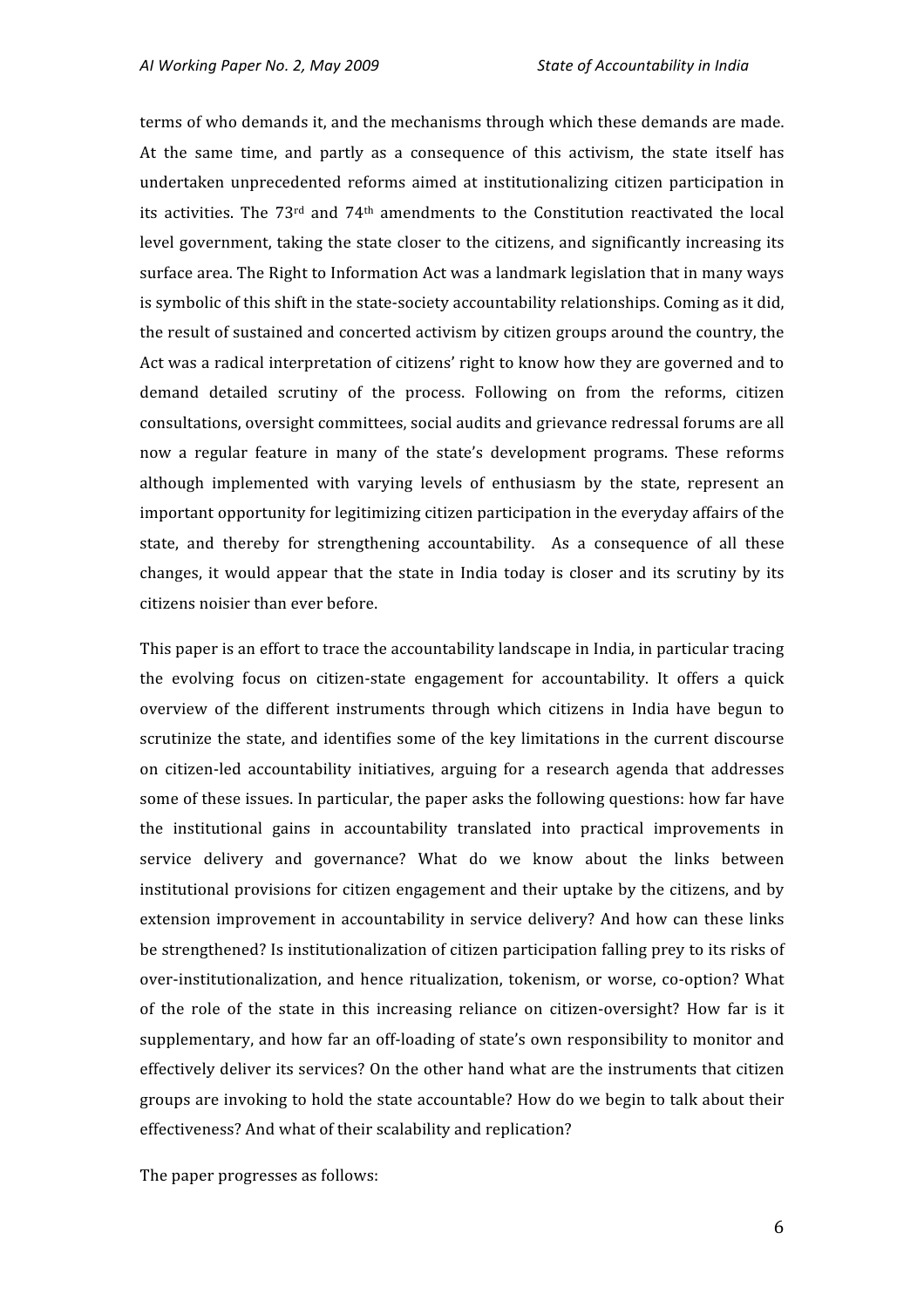terms of who demands it, and the mechanisms through which these demands are made. At the same time, and partly as a consequence of this activism, the state itself has undertaken unprecedented reforms aimed at institutionalizing citizen participation in its activities. The 73rd and 74th amendments to the Constitution reactivated the local level government, taking the state closer to the citizens, and significantly increasing its surface area. The Right to Information Act was a landmark legislation that in many ways is symbolic of this shift in the state-society accountability relationships. Coming as it did, the result of sustained and concerted activism by citizen groups around the country, the Act was a radical interpretation of citizens' right to know how they are governed and to demand detailed scrutiny of the process. Following on from the reforms, citizen consultations, oversight committees, social audits and grievance redressal forums are all now a regular feature in many of the state's development programs. These reforms although implemented with varying levels of enthusiasm by the state, represent an important opportunity for legitimizing citizen participation in the everyday affairs of the state, and thereby for strengthening accountability. As a consequence of all these changes, it would appear that the state in India today is closer and its scrutiny by its citizens noisier than ever before.

This paper is an effort to trace the accountability landscape in India, in particular tracing the evolving focus on citizen-state engagement for accountability. It offers a quick overview of the different instruments through which citizens in India have begun to scrutinize the state, and identifies some of the key limitations in the current discourse on citizen-led accountability initiatives, arguing for a research agenda that addresses some of these issues. In particular, the paper asks the following questions: how far have the institutional gains in accountability translated into practical improvements in service delivery and governance? What do we know about the links between institutional provisions for citizen engagement and their uptake by the citizens, and by extension improvement in accountability in service delivery? And how can these links be strengthened? Is institutionalization of citizen participation falling prey to its risks of over-institutionalization, and hence ritualization, tokenism, or worse, co-option? What of the role of the state in this increasing reliance on citizen-oversight? How far is it supplementary, and how far an off-loading of state's own responsibility to monitor and effectively deliver its services? On the other hand what are the instruments that citizen groups are invoking to hold the state accountable? How do we begin to talk about their effectiveness? And what of their scalability and replication?

The paper progresses as follows: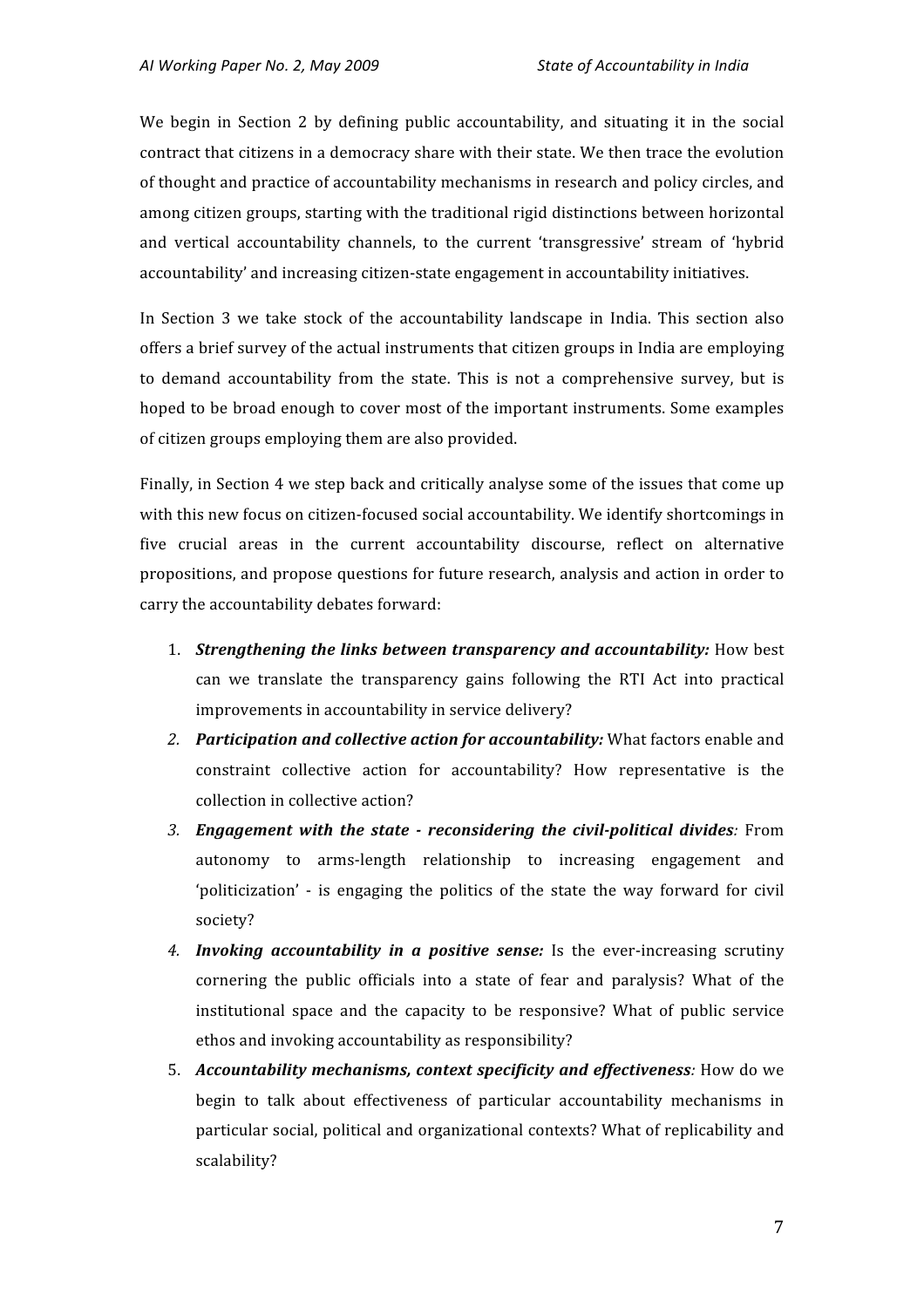We begin in Section 2 by defining public accountability, and situating it in the social contract that citizens in a democracy share with their state. We then trace the evolution of thought and practice of accountability mechanisms in research and policy circles, and among citizen groups, starting with the traditional rigid distinctions between horizontal and vertical accountability channels, to the current 'transgressive' stream of 'hybrid accountability' and increasing citizen-state engagement in accountability initiatives.

In Section 3 we take stock of the accountability landscape in India. This section also offers a brief survey of the actual instruments that citizen groups in India are employing to demand accountability from the state. This is not a comprehensive survey, but is hoped to be broad enough to cover most of the important instruments. Some examples of citizen groups employing them are also provided.

Finally, in Section 4 we step back and critically analyse some of the issues that come up with this new focus on citizen-focused social accountability. We identify shortcomings in five crucial areas in the current accountability discourse, reflect on alternative propositions, and propose questions for future research, analysis and action in order to carry the accountability debates forward:

1. ***Strengthening the links between transparency and accountability:*** How best can we translate the transparency gains following the RTI Act into practical improvements in accountability in service delivery?
2. ***Participation and collective action for accountability:*** What factors enable and constraint collective action for accountability? How representative is the collection in collective action?
3. ***Engagement with the state - reconsidering the civil-political divides:*** From autonomy to arms-length relationship to increasing engagement and 'politicization' - is engaging the politics of the state the way forward for civil society?
4. ***Invoking accountability in a positive sense:*** Is the ever-increasing scrutiny cornering the public officials into a state of fear and paralysis? What of the institutional space and the capacity to be responsive? What of public service ethos and invoking accountability as responsibility?
5. ***Accountability mechanisms, context specificity and effectiveness:*** How do we begin to talk about effectiveness of particular accountability mechanisms in particular social, political and organizational contexts? What of replicability and scalability?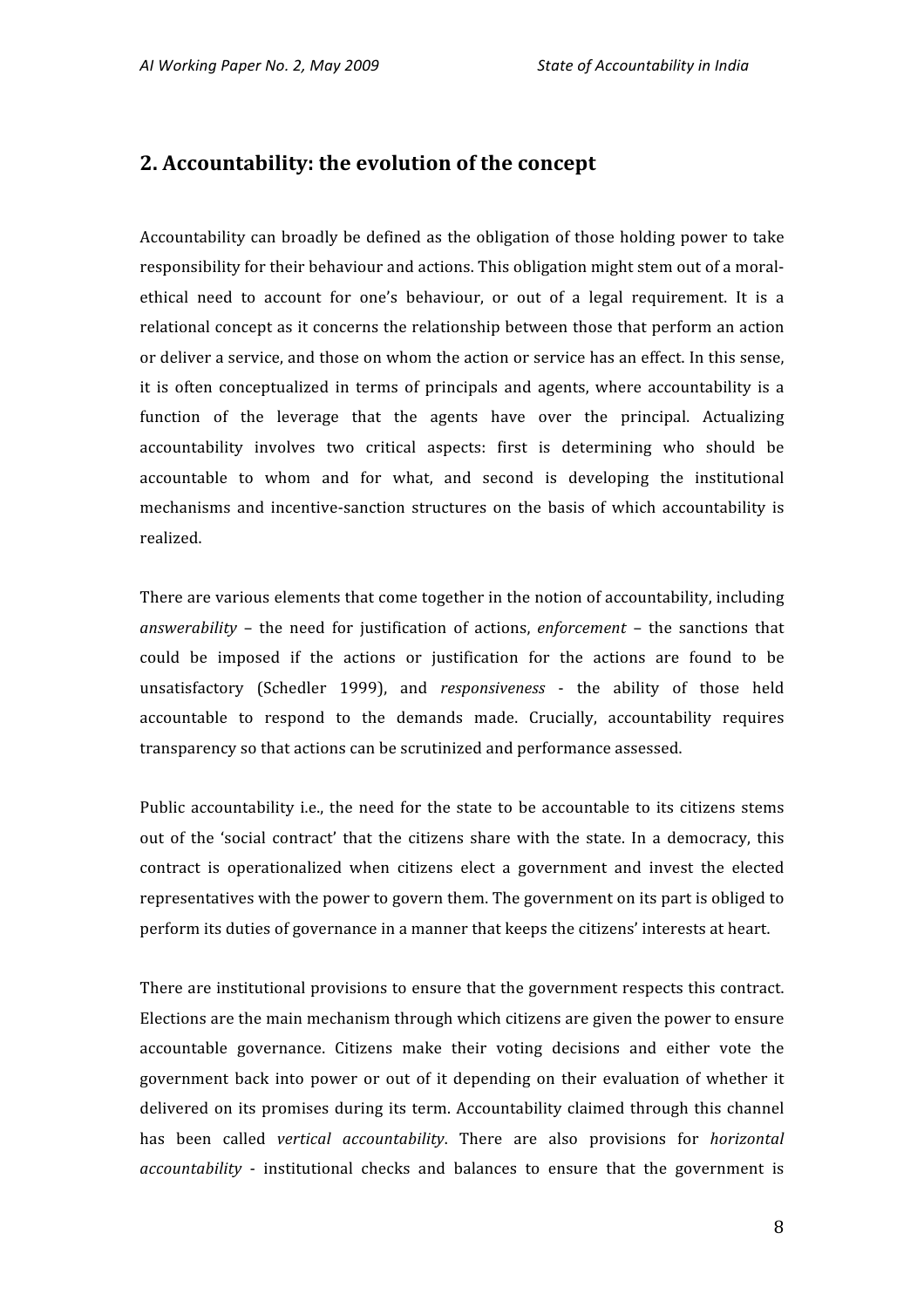## 2. Accountability: the evolution of the concept

Accountability can broadly be defined as the obligation of those holding power to take responsibility for their behaviour and actions. This obligation might stem out of a moral-ethical need to account for one's behaviour, or out of a legal requirement. It is a relational concept as it concerns the relationship between those that perform an action or deliver a service, and those on whom the action or service has an effect. In this sense, it is often conceptualized in terms of principals and agents, where accountability is a function of the leverage that the agents have over the principal. Actualizing accountability involves two critical aspects: first is determining who should be accountable to whom and for what, and second is developing the institutional mechanisms and incentive-sanction structures on the basis of which accountability is realized.

There are various elements that come together in the notion of accountability, including *answerability* – the need for justification of actions, *enforcement* – the sanctions that could be imposed if the actions or justification for the actions are found to be unsatisfactory (Schedler 1999), and *responsiveness* - the ability of those held accountable to respond to the demands made. Crucially, accountability requires transparency so that actions can be scrutinized and performance assessed.

Public accountability i.e., the need for the state to be accountable to its citizens stems out of the 'social contract' that the citizens share with the state. In a democracy, this contract is operationalized when citizens elect a government and invest the elected representatives with the power to govern them. The government on its part is obliged to perform its duties of governance in a manner that keeps the citizens' interests at heart.

There are institutional provisions to ensure that the government respects this contract. Elections are the main mechanism through which citizens are given the power to ensure accountable governance. Citizens make their voting decisions and either vote the government back into power or out of it depending on their evaluation of whether it delivered on its promises during its term. Accountability claimed through this channel has been called *vertical accountability*. There are also provisions for *horizontal accountability* - institutional checks and balances to ensure that the government is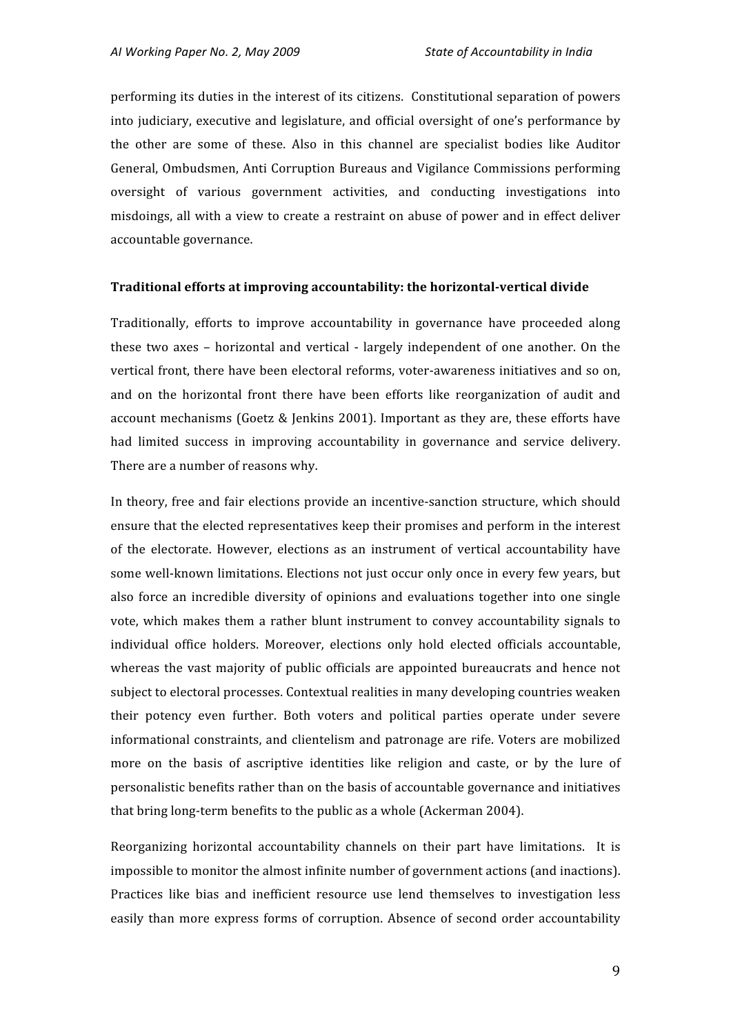performing its duties in the interest of its citizens. Constitutional separation of powers into judiciary, executive and legislature, and official oversight of one's performance by the other are some of these. Also in this channel are specialist bodies like Auditor General, Ombudsmen, Anti Corruption Bureaus and Vigilance Commissions performing oversight of various government activities, and conducting investigations into misdoings, all with a view to create a restraint on abuse of power and in effect deliver accountable governance.

**Traditional efforts at improving accountability: the horizontal-vertical divide**

Traditionally, efforts to improve accountability in governance have proceeded along these two axes – horizontal and vertical - largely independent of one another. On the vertical front, there have been electoral reforms, voter-awareness initiatives and so on, and on the horizontal front there have been efforts like reorganization of audit and account mechanisms (Goetz & Jenkins 2001). Important as they are, these efforts have had limited success in improving accountability in governance and service delivery. There are a number of reasons why.

In theory, free and fair elections provide an incentive-sanction structure, which should ensure that the elected representatives keep their promises and perform in the interest of the electorate. However, elections as an instrument of vertical accountability have some well-known limitations. Elections not just occur only once in every few years, but also force an incredible diversity of opinions and evaluations together into one single vote, which makes them a rather blunt instrument to convey accountability signals to individual office holders. Moreover, elections only hold elected officials accountable, whereas the vast majority of public officials are appointed bureaucrats and hence not subject to electoral processes. Contextual realities in many developing countries weaken their potency even further. Both voters and political parties operate under severe informational constraints, and clientelism and patronage are rife. Voters are mobilized more on the basis of ascriptive identities like religion and caste, or by the lure of personalistic benefits rather than on the basis of accountable governance and initiatives that bring long-term benefits to the public as a whole (Ackerman 2004).

Reorganizing horizontal accountability channels on their part have limitations. It is impossible to monitor the almost infinite number of government actions (and inactions). Practices like bias and inefficient resource use lend themselves to investigation less easily than more express forms of corruption. Absence of second order accountability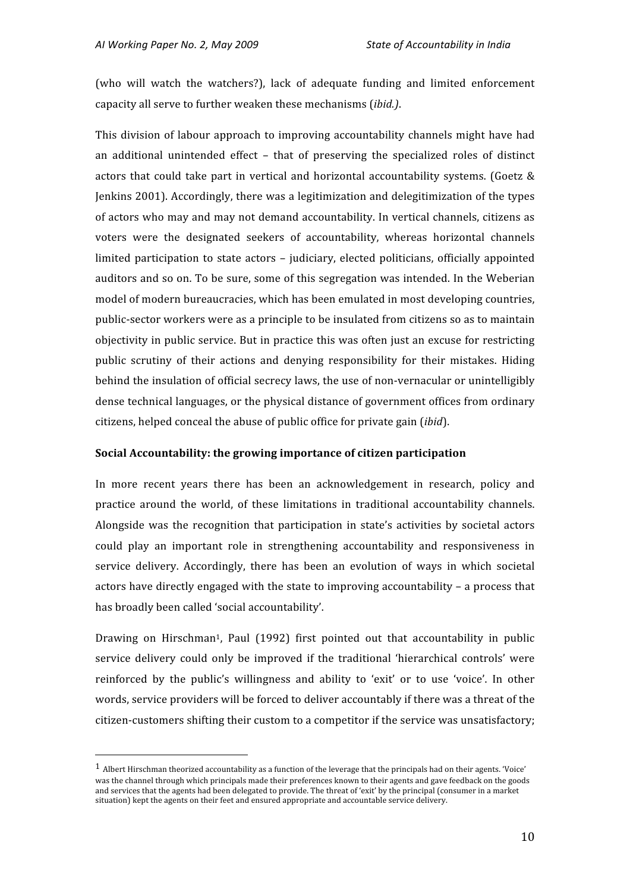(who will watch the watchers?), lack of adequate funding and limited enforcement capacity all serve to further weaken these mechanisms (*ibid.)*.

This division of labour approach to improving accountability channels might have had an additional unintended effect – that of preserving the specialized roles of distinct actors that could take part in vertical and horizontal accountability systems. (Goetz & Jenkins 2001). Accordingly, there was a legitimization and delegitimization of the types of actors who may and may not demand accountability. In vertical channels, citizens as voters were the designated seekers of accountability, whereas horizontal channels limited participation to state actors – judiciary, elected politicians, officially appointed auditors and so on. To be sure, some of this segregation was intended. In the Weberian model of modern bureaucracies, which has been emulated in most developing countries, public-sector workers were as a principle to be insulated from citizens so as to maintain objectivity in public service. But in practice this was often just an excuse for restricting public scrutiny of their actions and denying responsibility for their mistakes. Hiding behind the insulation of official secrecy laws, the use of non-vernacular or unintelligibly dense technical languages, or the physical distance of government offices from ordinary citizens, helped conceal the abuse of public office for private gain (*ibid*).

**Social Accountability: the growing importance of citizen participation**

In more recent years there has been an acknowledgement in research, policy and practice around the world, of these limitations in traditional accountability channels. Alongside was the recognition that participation in state's activities by societal actors could play an important role in strengthening accountability and responsiveness in service delivery. Accordingly, there has been an evolution of ways in which societal actors have directly engaged with the state to improving accountability – a process that has broadly been called 'social accountability'.

Drawing on Hirschman[1], Paul (1992) first pointed out that accountability in public service delivery could only be improved if the traditional 'hierarchical controls' were reinforced by the public's willingness and ability to 'exit' or to use 'voice'. In other words, service providers will be forced to deliver accountably if there was a threat of the citizen-customers shifting their custom to a competitor if the service was unsatisfactory;

---

[1] Albert Hirschman theorized accountability as a function of the leverage that the principals had on their agents. 'Voice' was the channel through which principals made their preferences known to their agents and gave feedback on the goods and services that the agents had been delegated to provide. The threat of 'exit' by the principal (consumer in a market situation) kept the agents on their feet and ensured appropriate and accountable service delivery.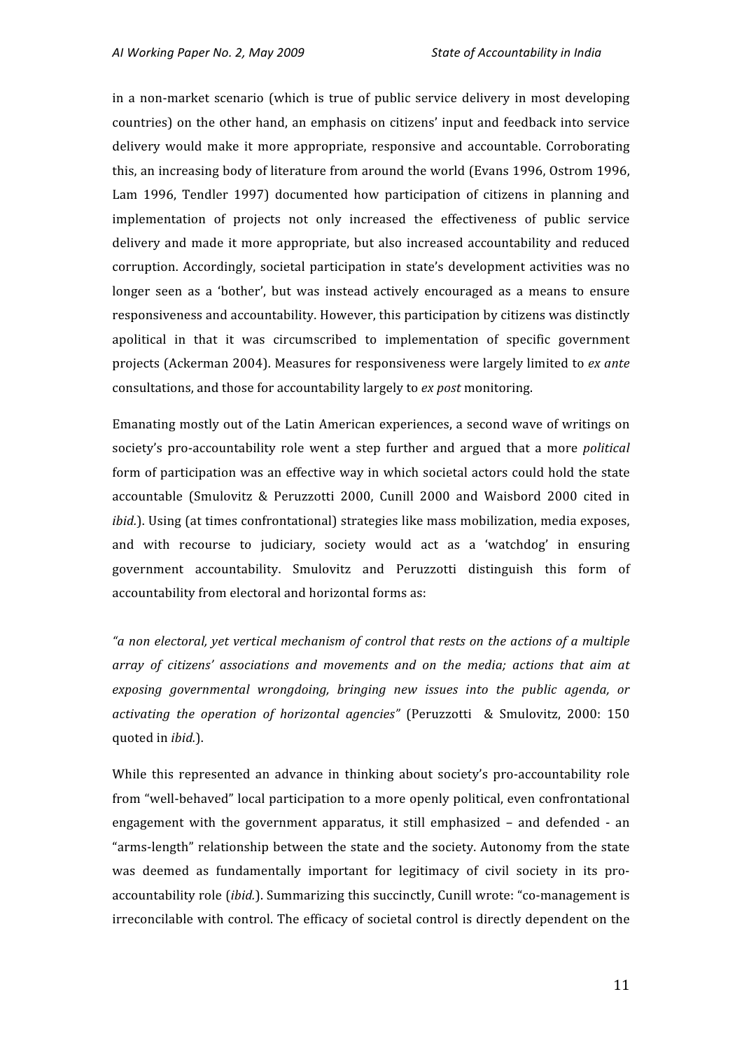in a non-market scenario (which is true of public service delivery in most developing countries) on the other hand, an emphasis on citizens' input and feedback into service delivery would make it more appropriate, responsive and accountable. Corroborating this, an increasing body of literature from around the world (Evans 1996, Ostrom 1996, Lam 1996, Tendler 1997) documented how participation of citizens in planning and implementation of projects not only increased the effectiveness of public service delivery and made it more appropriate, but also increased accountability and reduced corruption. Accordingly, societal participation in state's development activities was no longer seen as a 'bother', but was instead actively encouraged as a means to ensure responsiveness and accountability. However, this participation by citizens was distinctly apolitical in that it was circumscribed to implementation of specific government projects (Ackerman 2004). Measures for responsiveness were largely limited to *ex ante* consultations, and those for accountability largely to *ex post* monitoring.

Emanating mostly out of the Latin American experiences, a second wave of writings on society's pro-accountability role went a step further and argued that a more *political* form of participation was an effective way in which societal actors could hold the state accountable (Smulovitz & Peruzzotti 2000, Cunill 2000 and Waisbord 2000 cited in *ibid.*). Using (at times confrontational) strategies like mass mobilization, media exposes, and with recourse to judiciary, society would act as a 'watchdog' in ensuring government accountability. Smulovitz and Peruzzotti distinguish this form of accountability from electoral and horizontal forms as:

*"a non electoral, yet vertical mechanism of control that rests on the actions of a multiple array of citizens' associations and movements and on the media; actions that aim at exposing governmental wrongdoing, bringing new issues into the public agenda, or activating the operation of horizontal agencies"* (Peruzzotti & Smulovitz, 2000: 150 quoted in *ibid.*).

While this represented an advance in thinking about society's pro-accountability role from "well-behaved" local participation to a more openly political, even confrontational engagement with the government apparatus, it still emphasized – and defended - an "arms-length" relationship between the state and the society. Autonomy from the state was deemed as fundamentally important for legitimacy of civil society in its pro-accountability role (*ibid.*). Summarizing this succinctly, Cunill wrote: "co-management is irreconcilable with control. The efficacy of societal control is directly dependent on the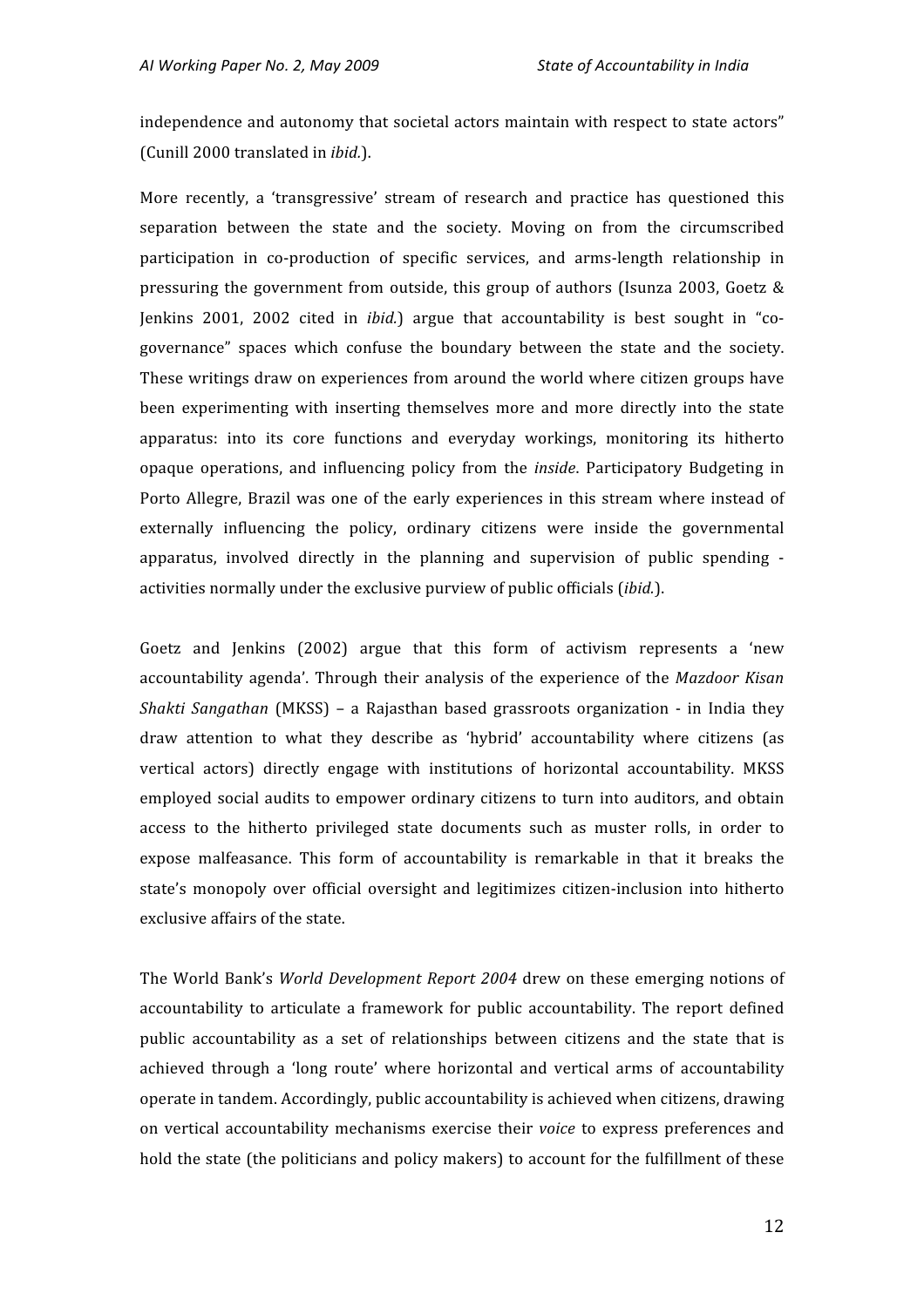independence and autonomy that societal actors maintain with respect to state actors" (Cunill 2000 translated in *ibid.*).

More recently, a 'transgressive' stream of research and practice has questioned this separation between the state and the society. Moving on from the circumscribed participation in co-production of specific services, and arms-length relationship in pressuring the government from outside, this group of authors (Isunza 2003, Goetz & Jenkins 2001, 2002 cited in *ibid.*) argue that accountability is best sought in "co-governance" spaces which confuse the boundary between the state and the society. These writings draw on experiences from around the world where citizen groups have been experimenting with inserting themselves more and more directly into the state apparatus: into its core functions and everyday workings, monitoring its hitherto opaque operations, and influencing policy from the *inside*. Participatory Budgeting in Porto Allegre, Brazil was one of the early experiences in this stream where instead of externally influencing the policy, ordinary citizens were inside the governmental apparatus, involved directly in the planning and supervision of public spending - activities normally under the exclusive purview of public officials (*ibid.*).

Goetz and Jenkins (2002) argue that this form of activism represents a 'new accountability agenda'. Through their analysis of the experience of the *Mazdoor Kisan Shakti Sangathan* (MKSS) – a Rajasthan based grassroots organization - in India they draw attention to what they describe as 'hybrid' accountability where citizens (as vertical actors) directly engage with institutions of horizontal accountability. MKSS employed social audits to empower ordinary citizens to turn into auditors, and obtain access to the hitherto privileged state documents such as muster rolls, in order to expose malfeasance. This form of accountability is remarkable in that it breaks the state's monopoly over official oversight and legitimizes citizen-inclusion into hitherto exclusive affairs of the state.

The World Bank's *World Development Report 2004* drew on these emerging notions of accountability to articulate a framework for public accountability. The report defined public accountability as a set of relationships between citizens and the state that is achieved through a 'long route' where horizontal and vertical arms of accountability operate in tandem. Accordingly, public accountability is achieved when citizens, drawing on vertical accountability mechanisms exercise their *voice* to express preferences and hold the state (the politicians and policy makers) to account for the fulfillment of these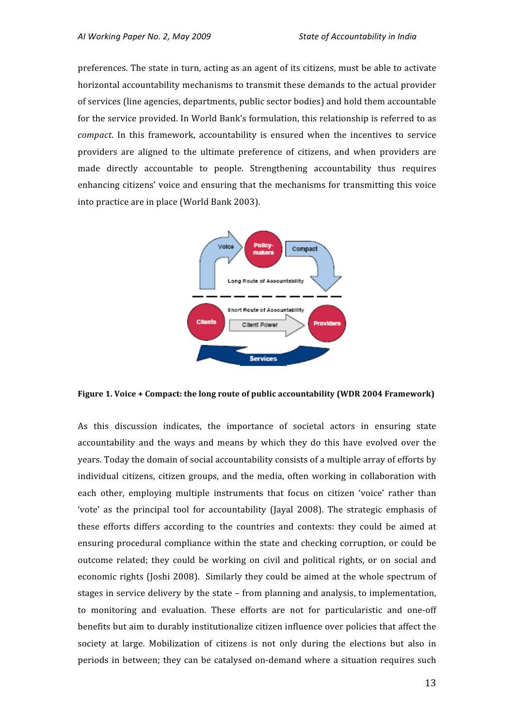preferences. The state in turn, acting as an agent of its citizens, must be able to activate horizontal accountability mechanisms to transmit these demands to the actual provider of services (line agencies, departments, public sector bodies) and hold them accountable for the service provided. In World Bank's formulation, this relationship is referred to as *compact*. In this framework, accountability is ensured when the incentives to service providers are aligned to the ultimate preference of citizens, and when providers are made directly accountable to people. Strengthening accountability thus requires enhancing citizens' voice and ensuring that the mechanisms for transmitting this voice into practice are in place (World Bank 2003).

**Figure 1. Voice + Compact: the long route of public accountability (WDR 2004 Framework)**

As this discussion indicates, the importance of societal actors in ensuring state accountability and the ways and means by which they do this have evolved over the years. Today the domain of social accountability consists of a multiple array of efforts by individual citizens, citizen groups, and the media, often working in collaboration with each other, employing multiple instruments that focus on citizen 'voice' rather than 'vote' as the principal tool for accountability (Jayal 2008). The strategic emphasis of these efforts differs according to the countries and contexts: they could be aimed at ensuring procedural compliance within the state and checking corruption, or could be outcome related; they could be working on civil and political rights, or on social and economic rights (Joshi 2008). Similarly they could be aimed at the whole spectrum of stages in service delivery by the state – from planning and analysis, to implementation, to monitoring and evaluation. These efforts are not for particularistic and one-off benefits but aim to durably institutionalize citizen influence over policies that affect the society at large. Mobilization of citizens is not only during the elections but also in periods in between; they can be catalysed on-demand where a situation requires such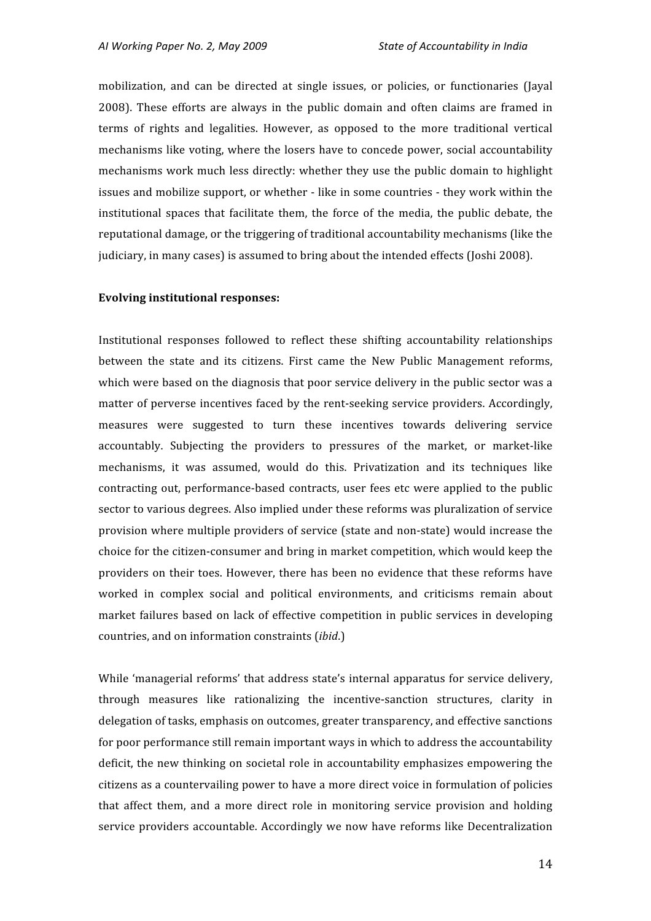mobilization, and can be directed at single issues, or policies, or functionaries (Jayal 2008). These efforts are always in the public domain and often claims are framed in terms of rights and legalities. However, as opposed to the more traditional vertical mechanisms like voting, where the losers have to concede power, social accountability mechanisms work much less directly: whether they use the public domain to highlight issues and mobilize support, or whether - like in some countries - they work within the institutional spaces that facilitate them, the force of the media, the public debate, the reputational damage, or the triggering of traditional accountability mechanisms (like the judiciary, in many cases) is assumed to bring about the intended effects (Joshi 2008).

**Evolving institutional responses:**

Institutional responses followed to reflect these shifting accountability relationships between the state and its citizens. First came the New Public Management reforms, which were based on the diagnosis that poor service delivery in the public sector was a matter of perverse incentives faced by the rent-seeking service providers. Accordingly, measures were suggested to turn these incentives towards delivering service accountably. Subjecting the providers to pressures of the market, or market-like mechanisms, it was assumed, would do this. Privatization and its techniques like contracting out, performance-based contracts, user fees etc were applied to the public sector to various degrees. Also implied under these reforms was pluralization of service provision where multiple providers of service (state and non-state) would increase the choice for the citizen-consumer and bring in market competition, which would keep the providers on their toes. However, there has been no evidence that these reforms have worked in complex social and political environments, and criticisms remain about market failures based on lack of effective competition in public services in developing countries, and on information constraints (*ibid.*)

While 'managerial reforms' that address state's internal apparatus for service delivery, through measures like rationalizing the incentive-sanction structures, clarity in delegation of tasks, emphasis on outcomes, greater transparency, and effective sanctions for poor performance still remain important ways in which to address the accountability deficit, the new thinking on societal role in accountability emphasizes empowering the citizens as a countervailing power to have a more direct voice in formulation of policies that affect them, and a more direct role in monitoring service provision and holding service providers accountable. Accordingly we now have reforms like Decentralization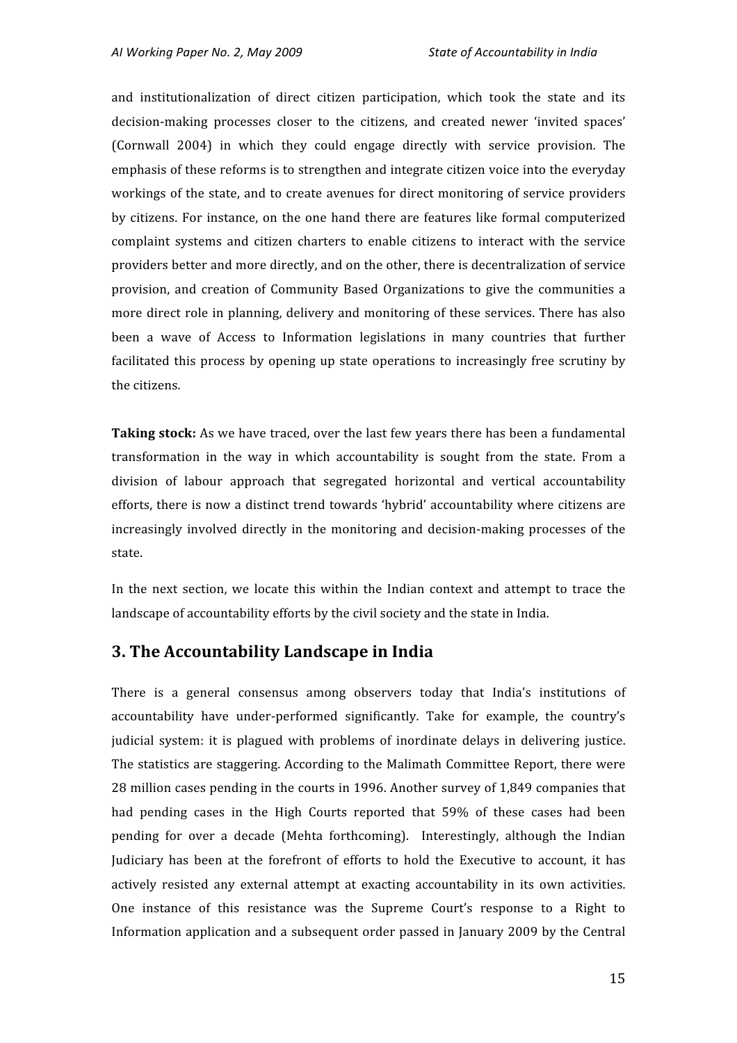and institutionalization of direct citizen participation, which took the state and its decision-making processes closer to the citizens, and created newer 'invited spaces' (Cornwall 2004) in which they could engage directly with service provision. The emphasis of these reforms is to strengthen and integrate citizen voice into the everyday workings of the state, and to create avenues for direct monitoring of service providers by citizens. For instance, on the one hand there are features like formal computerized complaint systems and citizen charters to enable citizens to interact with the service providers better and more directly, and on the other, there is decentralization of service provision, and creation of Community Based Organizations to give the communities a more direct role in planning, delivery and monitoring of these services. There has also been a wave of Access to Information legislations in many countries that further facilitated this process by opening up state operations to increasingly free scrutiny by the citizens.

**Taking stock:** As we have traced, over the last few years there has been a fundamental transformation in the way in which accountability is sought from the state. From a division of labour approach that segregated horizontal and vertical accountability efforts, there is now a distinct trend towards 'hybrid' accountability where citizens are increasingly involved directly in the monitoring and decision-making processes of the state.

In the next section, we locate this within the Indian context and attempt to trace the landscape of accountability efforts by the civil society and the state in India.

## 3. The Accountability Landscape in India

There is a general consensus among observers today that India's institutions of accountability have under-performed significantly. Take for example, the country's judicial system: it is plagued with problems of inordinate delays in delivering justice. The statistics are staggering. According to the Malimath Committee Report, there were 28 million cases pending in the courts in 1996. Another survey of 1,849 companies that had pending cases in the High Courts reported that 59% of these cases had been pending for over a decade (Mehta forthcoming). Interestingly, although the Indian Judiciary has been at the forefront of efforts to hold the Executive to account, it has actively resisted any external attempt at exacting accountability in its own activities. One instance of this resistance was the Supreme Court's response to a Right to Information application and a subsequent order passed in January 2009 by the Central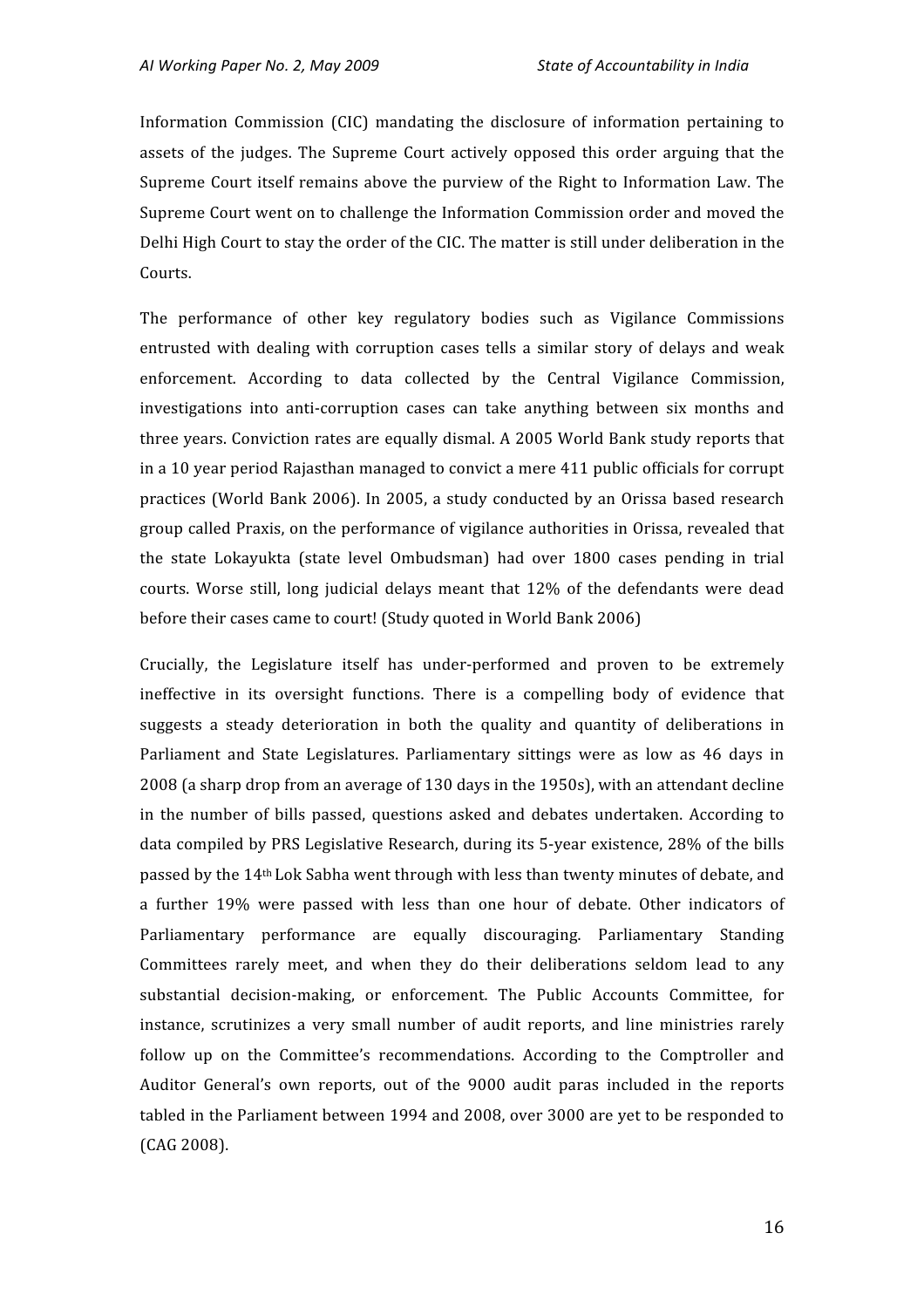Information Commission (CIC) mandating the disclosure of information pertaining to assets of the judges. The Supreme Court actively opposed this order arguing that the Supreme Court itself remains above the purview of the Right to Information Law. The Supreme Court went on to challenge the Information Commission order and moved the Delhi High Court to stay the order of the CIC. The matter is still under deliberation in the Courts.

The performance of other key regulatory bodies such as Vigilance Commissions entrusted with dealing with corruption cases tells a similar story of delays and weak enforcement. According to data collected by the Central Vigilance Commission, investigations into anti-corruption cases can take anything between six months and three years. Conviction rates are equally dismal. A 2005 World Bank study reports that in a 10 year period Rajasthan managed to convict a mere 411 public officials for corrupt practices (World Bank 2006). In 2005, a study conducted by an Orissa based research group called Praxis, on the performance of vigilance authorities in Orissa, revealed that the state Lokayukta (state level Ombudsman) had over 1800 cases pending in trial courts. Worse still, long judicial delays meant that 12% of the defendants were dead before their cases came to court! (Study quoted in World Bank 2006)

Crucially, the Legislature itself has under-performed and proven to be extremely ineffective in its oversight functions. There is a compelling body of evidence that suggests a steady deterioration in both the quality and quantity of deliberations in Parliament and State Legislatures. Parliamentary sittings were as low as 46 days in 2008 (a sharp drop from an average of 130 days in the 1950s), with an attendant decline in the number of bills passed, questions asked and debates undertaken. According to data compiled by PRS Legislative Research, during its 5-year existence, 28% of the bills passed by the 14th Lok Sabha went through with less than twenty minutes of debate, and a further 19% were passed with less than one hour of debate. Other indicators of Parliamentary performance are equally discouraging. Parliamentary Standing Committees rarely meet, and when they do their deliberations seldom lead to any substantial decision-making, or enforcement. The Public Accounts Committee, for instance, scrutinizes a very small number of audit reports, and line ministries rarely follow up on the Committee's recommendations. According to the Comptroller and Auditor General's own reports, out of the 9000 audit paras included in the reports tabled in the Parliament between 1994 and 2008, over 3000 are yet to be responded to (CAG 2008).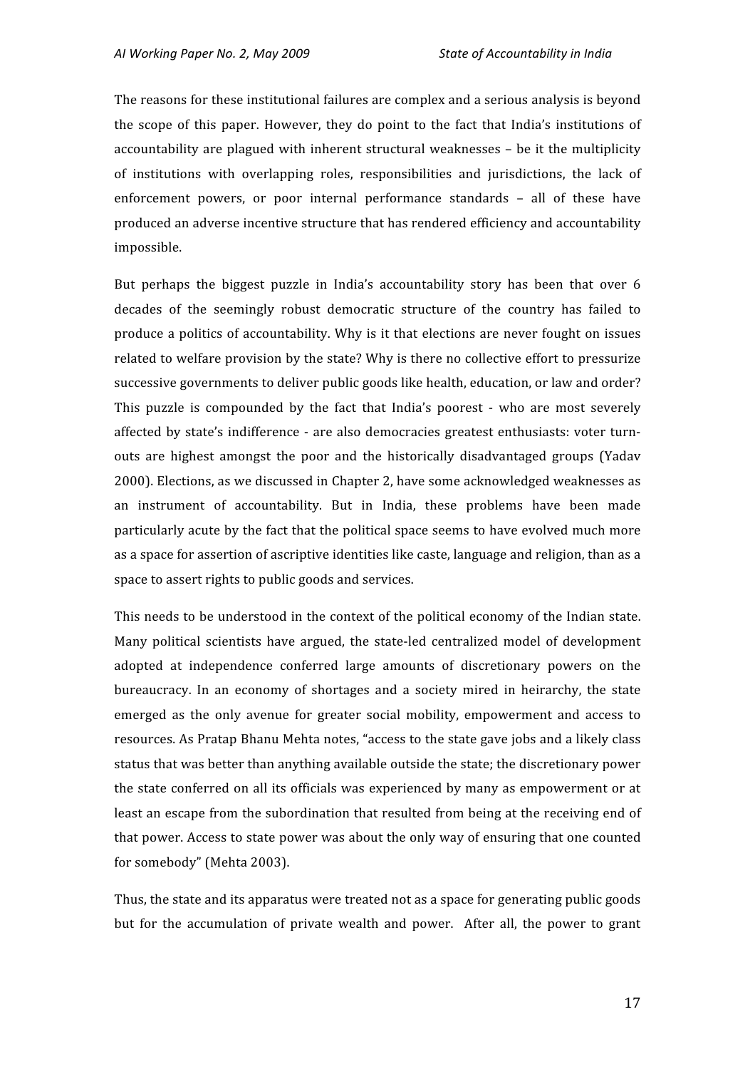The reasons for these institutional failures are complex and a serious analysis is beyond the scope of this paper. However, they do point to the fact that India's institutions of accountability are plagued with inherent structural weaknesses – be it the multiplicity of institutions with overlapping roles, responsibilities and jurisdictions, the lack of enforcement powers, or poor internal performance standards – all of these have produced an adverse incentive structure that has rendered efficiency and accountability impossible.

But perhaps the biggest puzzle in India's accountability story has been that over 6 decades of the seemingly robust democratic structure of the country has failed to produce a politics of accountability. Why is it that elections are never fought on issues related to welfare provision by the state? Why is there no collective effort to pressurize successive governments to deliver public goods like health, education, or law and order? This puzzle is compounded by the fact that India's poorest - who are most severely affected by state's indifference - are also democracies greatest enthusiasts: voter turn-outs are highest amongst the poor and the historically disadvantaged groups (Yadav 2000). Elections, as we discussed in Chapter 2, have some acknowledged weaknesses as an instrument of accountability. But in India, these problems have been made particularly acute by the fact that the political space seems to have evolved much more as a space for assertion of ascriptive identities like caste, language and religion, than as a space to assert rights to public goods and services.

This needs to be understood in the context of the political economy of the Indian state. Many political scientists have argued, the state-led centralized model of development adopted at independence conferred large amounts of discretionary powers on the bureaucracy. In an economy of shortages and a society mired in heirarchy, the state emerged as the only avenue for greater social mobility, empowerment and access to resources. As Pratap Bhanu Mehta notes, "access to the state gave jobs and a likely class status that was better than anything available outside the state; the discretionary power the state conferred on all its officials was experienced by many as empowerment or at least an escape from the subordination that resulted from being at the receiving end of that power. Access to state power was about the only way of ensuring that one counted for somebody" (Mehta 2003).

Thus, the state and its apparatus were treated not as a space for generating public goods but for the accumulation of private wealth and power. After all, the power to grant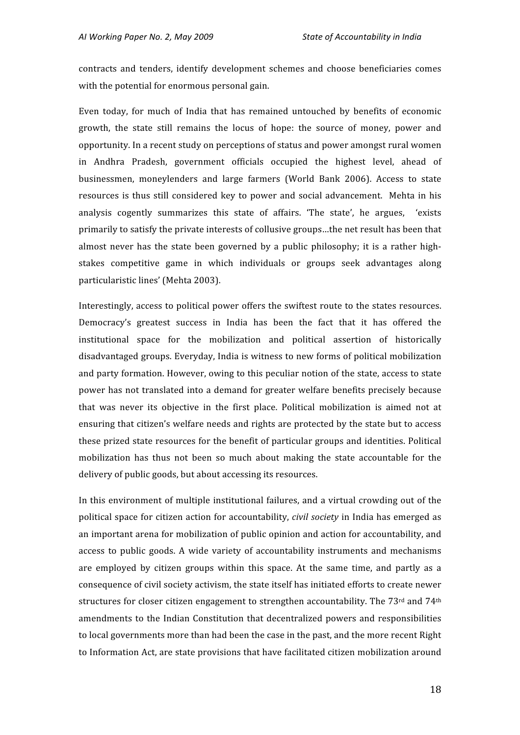contracts and tenders, identify development schemes and choose beneficiaries comes with the potential for enormous personal gain.

Even today, for much of India that has remained untouched by benefits of economic growth, the state still remains the locus of hope: the source of money, power and opportunity. In a recent study on perceptions of status and power amongst rural women in Andhra Pradesh, government officials occupied the highest level, ahead of businessmen, moneylenders and large farmers (World Bank 2006). Access to state resources is thus still considered key to power and social advancement. Mehta in his analysis cogently summarizes this state of affairs. 'The state', he argues, 'exists primarily to satisfy the private interests of collusive groups…the net result has been that almost never has the state been governed by a public philosophy; it is a rather high-stakes competitive game in which individuals or groups seek advantages along particularistic lines' (Mehta 2003).

Interestingly, access to political power offers the swiftest route to the states resources. Democracy's greatest success in India has been the fact that it has offered the institutional space for the mobilization and political assertion of historically disadvantaged groups. Everyday, India is witness to new forms of political mobilization and party formation. However, owing to this peculiar notion of the state, access to state power has not translated into a demand for greater welfare benefits precisely because that was never its objective in the first place. Political mobilization is aimed not at ensuring that citizen's welfare needs and rights are protected by the state but to access these prized state resources for the benefit of particular groups and identities. Political mobilization has thus not been so much about making the state accountable for the delivery of public goods, but about accessing its resources.

In this environment of multiple institutional failures, and a virtual crowding out of the political space for citizen action for accountability, *civil society* in India has emerged as an important arena for mobilization of public opinion and action for accountability, and access to public goods. A wide variety of accountability instruments and mechanisms are employed by citizen groups within this space. At the same time, and partly as a consequence of civil society activism, the state itself has initiated efforts to create newer structures for closer citizen engagement to strengthen accountability. The 73rd and 74th amendments to the Indian Constitution that decentralized powers and responsibilities to local governments more than had been the case in the past, and the more recent Right to Information Act, are state provisions that have facilitated citizen mobilization around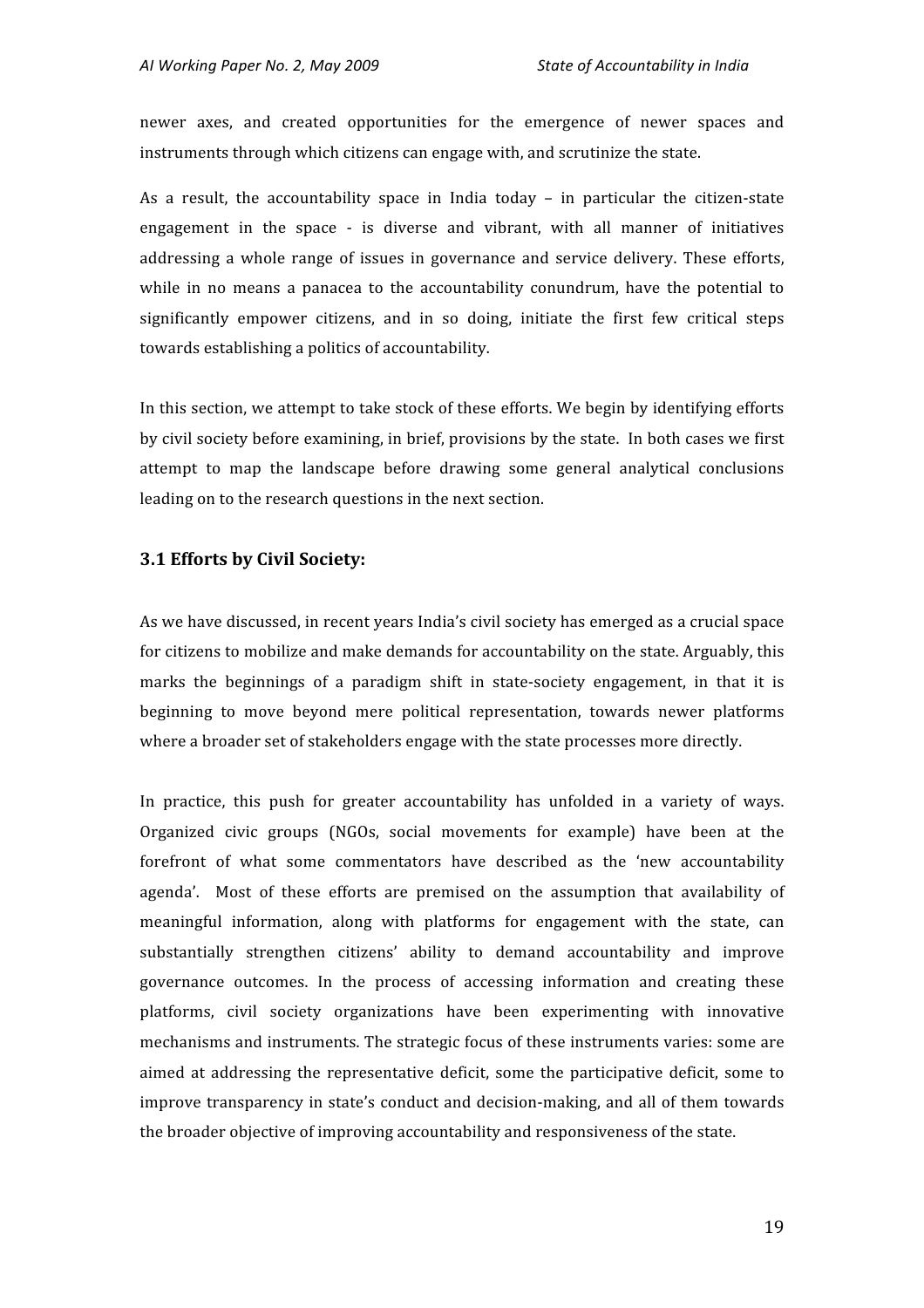newer axes, and created opportunities for the emergence of newer spaces and instruments through which citizens can engage with, and scrutinize the state.

As a result, the accountability space in India today – in particular the citizen-state engagement in the space - is diverse and vibrant, with all manner of initiatives addressing a whole range of issues in governance and service delivery. These efforts, while in no means a panacea to the accountability conundrum, have the potential to significantly empower citizens, and in so doing, initiate the first few critical steps towards establishing a politics of accountability.

In this section, we attempt to take stock of these efforts. We begin by identifying efforts by civil society before examining, in brief, provisions by the state. In both cases we first attempt to map the landscape before drawing some general analytical conclusions leading on to the research questions in the next section.

### 3.1 Efforts by Civil Society:

As we have discussed, in recent years India's civil society has emerged as a crucial space for citizens to mobilize and make demands for accountability on the state. Arguably, this marks the beginnings of a paradigm shift in state-society engagement, in that it is beginning to move beyond mere political representation, towards newer platforms where a broader set of stakeholders engage with the state processes more directly.

In practice, this push for greater accountability has unfolded in a variety of ways. Organized civic groups (NGOs, social movements for example) have been at the forefront of what some commentators have described as the 'new accountability agenda'. Most of these efforts are premised on the assumption that availability of meaningful information, along with platforms for engagement with the state, can substantially strengthen citizens' ability to demand accountability and improve governance outcomes. In the process of accessing information and creating these platforms, civil society organizations have been experimenting with innovative mechanisms and instruments. The strategic focus of these instruments varies: some are aimed at addressing the representative deficit, some the participative deficit, some to improve transparency in state's conduct and decision-making, and all of them towards the broader objective of improving accountability and responsiveness of the state.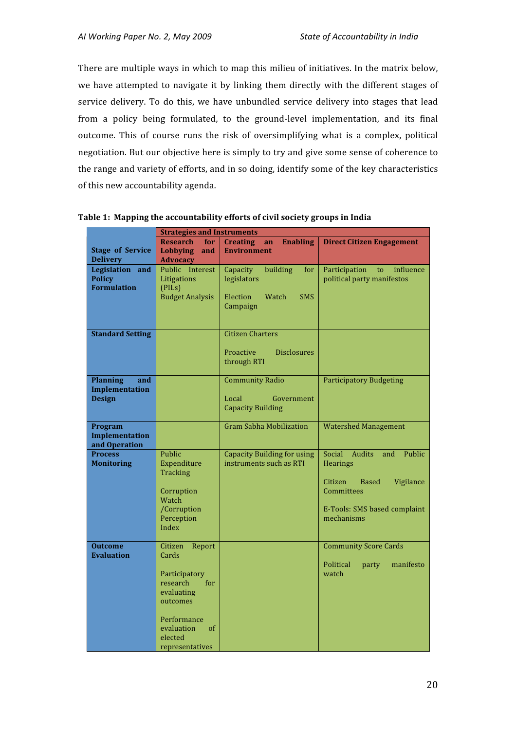There are multiple ways in which to map this milieu of initiatives. In the matrix below, we have attempted to navigate it by linking them directly with the different stages of service delivery. To do this, we have unbundled service delivery into stages that lead from a policy being formulated, to the ground-level implementation, and its final outcome. This of course runs the risk of oversimplifying what is a complex, political negotiation. But our objective here is simply to try and give some sense of coherence to the range and variety of efforts, and in so doing, identify some of the key characteristics of this new accountability agenda.

**Table 1: Mapping the accountability efforts of civil society groups in India**

| | **Strategies and Instruments** | | |
|---|---|---|---|
| **Stage of Service Delivery** | **Research for Lobbying and Advocacy** | **Creating an Enabling Environment** | **Direct Citizen Engagement** |
| **Legislation and Policy Formulation** | Public Interest Litigations (PILs)<br>Budget Analysis | Capacity building for legislators<br><br>Election Watch SMS Campaign | Participation to influence political party manifestos |
| **Standard Setting** | | Citizen Charters<br><br>Proactive Disclosures through RTI | |
| **Planning and Implementation Design** | | Community Radio<br><br>Local Government Capacity Building | Participatory Budgeting |
| **Program Implementation and Operation** | | Gram Sabha Mobilization | Watershed Management |
| **Process Monitoring** | Public Expenditure Tracking<br><br>Corruption Watch /Corruption Perception Index | Capacity Building for using instruments such as RTI | Social Audits and Public Hearings<br><br>Citizen Based Vigilance Committees<br><br>E-Tools: SMS based complaint mechanisms |
| **Outcome Evaluation** | Citizen Report Cards<br><br>Participatory research for evaluating outcomes<br><br>Performance evaluation of elected representatives | | Community Score Cards<br><br>Political party manifesto watch |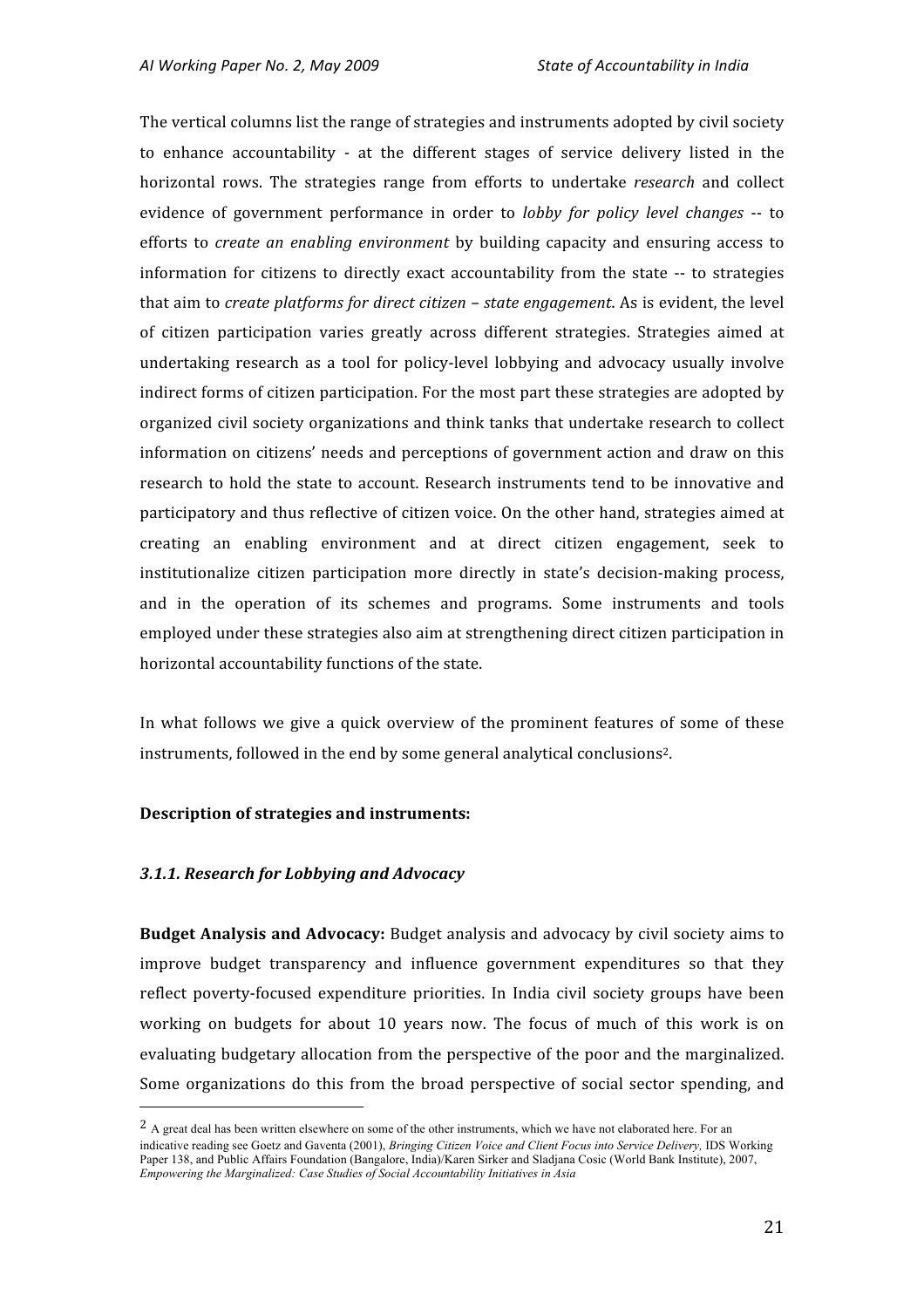The vertical columns list the range of strategies and instruments adopted by civil society to enhance accountability - at the different stages of service delivery listed in the horizontal rows. The strategies range from efforts to undertake *research* and collect evidence of government performance in order to *lobby for policy level changes* -- to efforts to *create an enabling environment* by building capacity and ensuring access to information for citizens to directly exact accountability from the state -- to strategies that aim to *create platforms for direct citizen – state engagement*. As is evident, the level of citizen participation varies greatly across different strategies. Strategies aimed at undertaking research as a tool for policy-level lobbying and advocacy usually involve indirect forms of citizen participation. For the most part these strategies are adopted by organized civil society organizations and think tanks that undertake research to collect information on citizens' needs and perceptions of government action and draw on this research to hold the state to account. Research instruments tend to be innovative and participatory and thus reflective of citizen voice. On the other hand, strategies aimed at creating an enabling environment and at direct citizen engagement, seek to institutionalize citizen participation more directly in state's decision-making process, and in the operation of its schemes and programs. Some instruments and tools employed under these strategies also aim at strengthening direct citizen participation in horizontal accountability functions of the state.

In what follows we give a quick overview of the prominent features of some of these instruments, followed in the end by some general analytical conclusions[2].

**Description of strategies and instruments:**

### *3.1.1. Research for Lobbying and Advocacy*

**Budget Analysis and Advocacy:** Budget analysis and advocacy by civil society aims to improve budget transparency and influence government expenditures so that they reflect poverty-focused expenditure priorities. In India civil society groups have been working on budgets for about 10 years now. The focus of much of this work is on evaluating budgetary allocation from the perspective of the poor and the marginalized. Some organizations do this from the broad perspective of social sector spending, and

---

[2] A great deal has been written elsewhere on some of the other instruments, which we have not elaborated here. For an indicative reading see Goetz and Gaventa (2001), *Bringing Citizen Voice and Client Focus into Service Delivery,* IDS Working Paper 138, and Public Affairs Foundation (Bangalore, India)/Karen Sirker and Sladjana Cosic (World Bank Institute), 2007, *Empowering the Marginalized: Case Studies of Social Accountability Initiatives in Asia*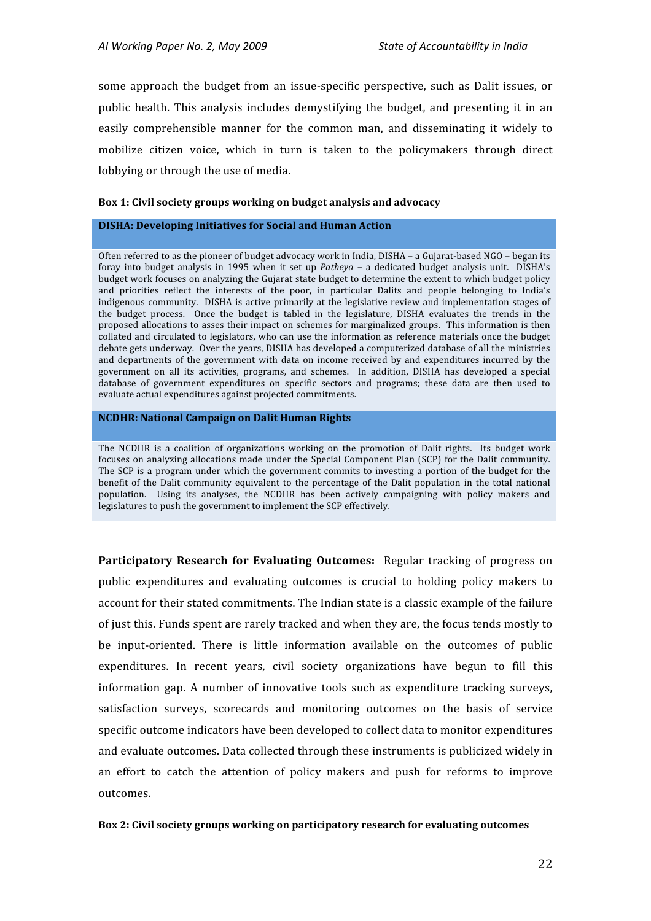some approach the budget from an issue-specific perspective, such as Dalit issues, or public health. This analysis includes demystifying the budget, and presenting it in an easily comprehensible manner for the common man, and disseminating it widely to mobilize citizen voice, which in turn is taken to the policymakers through direct lobbying or through the use of media.

**Box 1: Civil society groups working on budget analysis and advocacy**

**DISHA: Developing Initiatives for Social and Human Action**

Often referred to as the pioneer of budget advocacy work in India, DISHA – a Gujarat-based NGO – began its foray into budget analysis in 1995 when it set up *Patheya* – a dedicated budget analysis unit. DISHA's budget work focuses on analyzing the Gujarat state budget to determine the extent to which budget policy and priorities reflect the interests of the poor, in particular Dalits and people belonging to India's indigenous community. DISHA is active primarily at the legislative review and implementation stages of the budget process. Once the budget is tabled in the legislature, DISHA evaluates the trends in the proposed allocations to asses their impact on schemes for marginalized groups. This information is then collated and circulated to legislators, who can use the information as reference materials once the budget debate gets underway. Over the years, DISHA has developed a computerized database of all the ministries and departments of the government with data on income received by and expenditures incurred by the government on all its activities, programs, and schemes. In addition, DISHA has developed a special database of government expenditures on specific sectors and programs; these data are then used to evaluate actual expenditures against projected commitments.

**NCDHR: National Campaign on Dalit Human Rights**

The NCDHR is a coalition of organizations working on the promotion of Dalit rights. Its budget work focuses on analyzing allocations made under the Special Component Plan (SCP) for the Dalit community. The SCP is a program under which the government commits to investing a portion of the budget for the benefit of the Dalit community equivalent to the percentage of the Dalit population in the total national population. Using its analyses, the NCDHR has been actively campaigning with policy makers and legislatures to push the government to implement the SCP effectively.

**Participatory Research for Evaluating Outcomes:** Regular tracking of progress on public expenditures and evaluating outcomes is crucial to holding policy makers to account for their stated commitments. The Indian state is a classic example of the failure of just this. Funds spent are rarely tracked and when they are, the focus tends mostly to be input-oriented. There is little information available on the outcomes of public expenditures. In recent years, civil society organizations have begun to fill this information gap. A number of innovative tools such as expenditure tracking surveys, satisfaction surveys, scorecards and monitoring outcomes on the basis of service specific outcome indicators have been developed to collect data to monitor expenditures and evaluate outcomes. Data collected through these instruments is publicized widely in an effort to catch the attention of policy makers and push for reforms to improve outcomes.

**Box 2: Civil society groups working on participatory research for evaluating outcomes**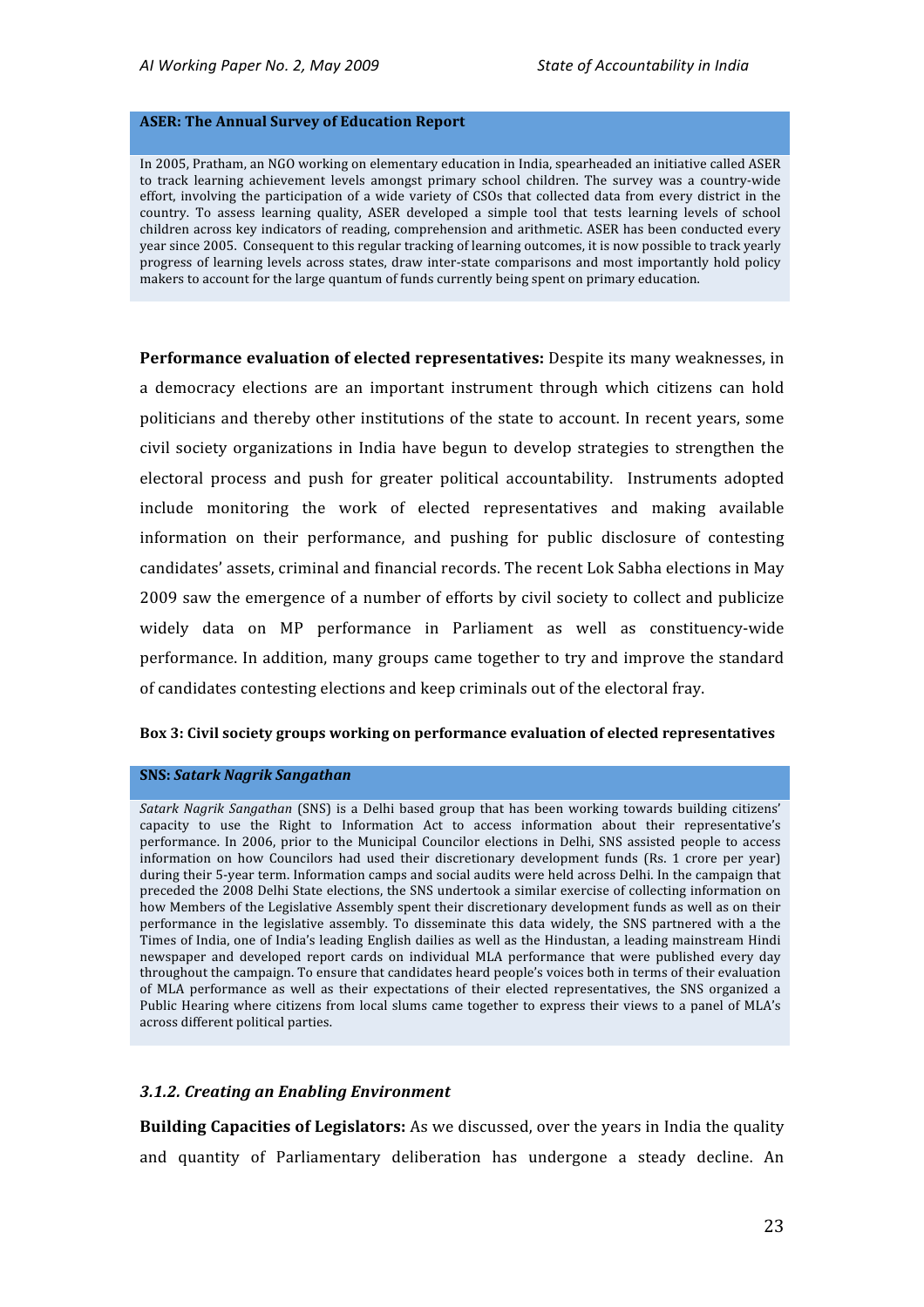**ASER: The Annual Survey of Education Report**

In 2005, Pratham, an NGO working on elementary education in India, spearheaded an initiative called ASER to track learning achievement levels amongst primary school children. The survey was a country-wide effort, involving the participation of a wide variety of CSOs that collected data from every district in the country. To assess learning quality, ASER developed a simple tool that tests learning levels of school children across key indicators of reading, comprehension and arithmetic. ASER has been conducted every year since 2005. Consequent to this regular tracking of learning outcomes, it is now possible to track yearly progress of learning levels across states, draw inter-state comparisons and most importantly hold policy makers to account for the large quantum of funds currently being spent on primary education.

**Performance evaluation of elected representatives:** Despite its many weaknesses, in a democracy elections are an important instrument through which citizens can hold politicians and thereby other institutions of the state to account. In recent years, some civil society organizations in India have begun to develop strategies to strengthen the electoral process and push for greater political accountability. Instruments adopted include monitoring the work of elected representatives and making available information on their performance, and pushing for public disclosure of contesting candidates' assets, criminal and financial records. The recent Lok Sabha elections in May 2009 saw the emergence of a number of efforts by civil society to collect and publicize widely data on MP performance in Parliament as well as constituency-wide performance. In addition, many groups came together to try and improve the standard of candidates contesting elections and keep criminals out of the electoral fray.

**Box 3: Civil society groups working on performance evaluation of elected representatives**

**SNS: *Satark Nagrik Sangathan***

*Satark Nagrik Sangathan* (SNS) is a Delhi based group that has been working towards building citizens' capacity to use the Right to Information Act to access information about their representative's performance. In 2006, prior to the Municipal Councilor elections in Delhi, SNS assisted people to access information on how Councilors had used their discretionary development funds (Rs. 1 crore per year) during their 5-year term. Information camps and social audits were held across Delhi. In the campaign that preceded the 2008 Delhi State elections, the SNS undertook a similar exercise of collecting information on how Members of the Legislative Assembly spent their discretionary development funds as well as on their performance in the legislative assembly. To disseminate this data widely, the SNS partnered with a the Times of India, one of India's leading English dailies as well as the Hindustan, a leading mainstream Hindi newspaper and developed report cards on individual MLA performance that were published every day throughout the campaign. To ensure that candidates heard people's voices both in terms of their evaluation of MLA performance as well as their expectations of their elected representatives, the SNS organized a Public Hearing where citizens from local slums came together to express their views to a panel of MLA's across different political parties.

### *3.1.2. Creating an Enabling Environment*

**Building Capacities of Legislators:** As we discussed, over the years in India the quality and quantity of Parliamentary deliberation has undergone a steady decline. An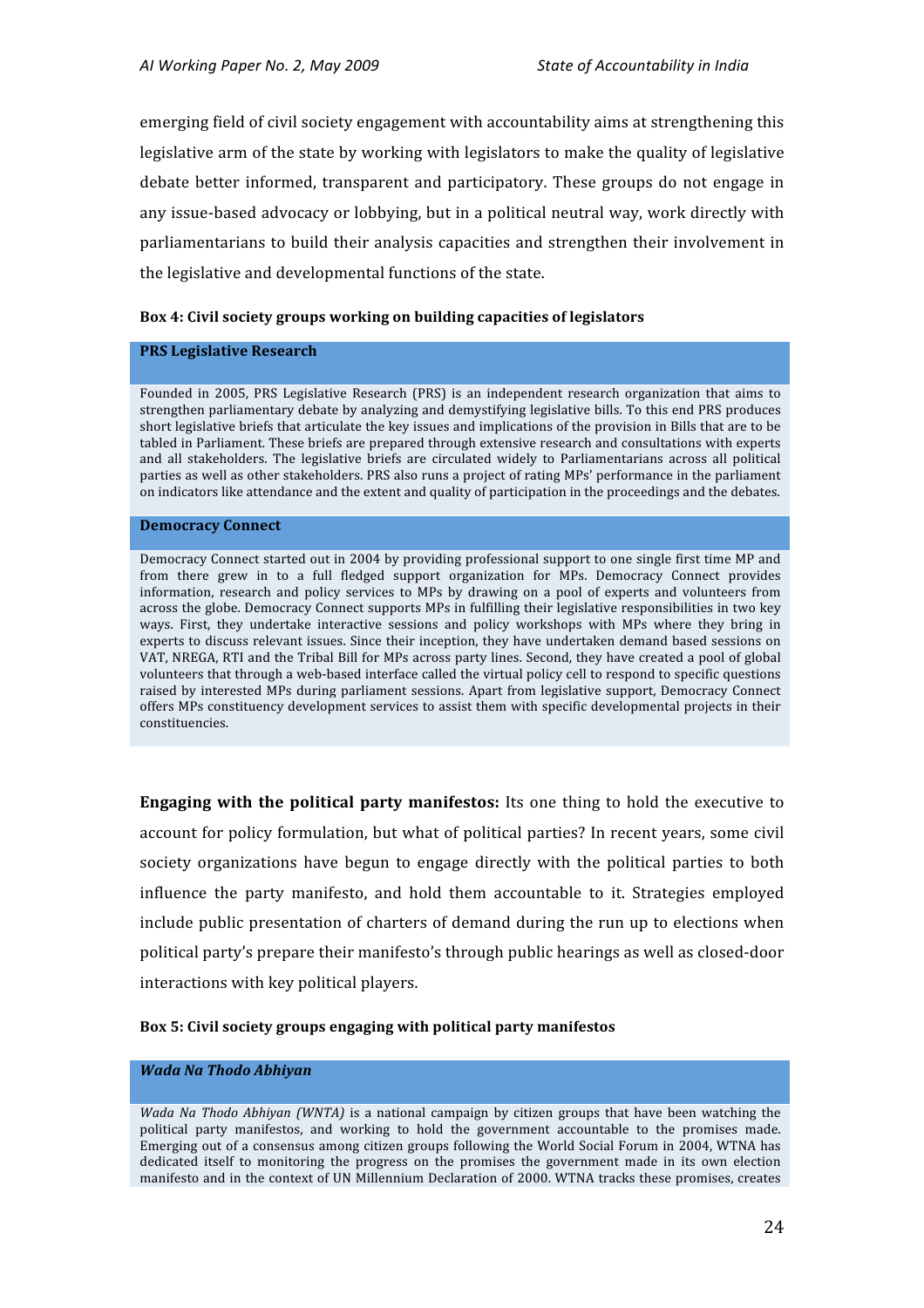emerging field of civil society engagement with accountability aims at strengthening this legislative arm of the state by working with legislators to make the quality of legislative debate better informed, transparent and participatory. These groups do not engage in any issue-based advocacy or lobbying, but in a political neutral way, work directly with parliamentarians to build their analysis capacities and strengthen their involvement in the legislative and developmental functions of the state.

**Box 4: Civil society groups working on building capacities of legislators**

**PRS Legislative Research**

Founded in 2005, PRS Legislative Research (PRS) is an independent research organization that aims to strengthen parliamentary debate by analyzing and demystifying legislative bills. To this end PRS produces short legislative briefs that articulate the key issues and implications of the provision in Bills that are to be tabled in Parliament. These briefs are prepared through extensive research and consultations with experts and all stakeholders. The legislative briefs are circulated widely to Parliamentarians across all political parties as well as other stakeholders. PRS also runs a project of rating MPs' performance in the parliament on indicators like attendance and the extent and quality of participation in the proceedings and the debates.

**Democracy Connect**

Democracy Connect started out in 2004 by providing professional support to one single first time MP and from there grew in to a full fledged support organization for MPs. Democracy Connect provides information, research and policy services to MPs by drawing on a pool of experts and volunteers from across the globe. Democracy Connect supports MPs in fulfilling their legislative responsibilities in two key ways. First, they undertake interactive sessions and policy workshops with MPs where they bring in experts to discuss relevant issues. Since their inception, they have undertaken demand based sessions on VAT, NREGA, RTI and the Tribal Bill for MPs across party lines. Second, they have created a pool of global volunteers that through a web-based interface called the virtual policy cell to respond to specific questions raised by interested MPs during parliament sessions. Apart from legislative support, Democracy Connect offers MPs constituency development services to assist them with specific developmental projects in their constituencies.

**Engaging with the political party manifestos:** Its one thing to hold the executive to account for policy formulation, but what of political parties? In recent years, some civil society organizations have begun to engage directly with the political parties to both influence the party manifesto, and hold them accountable to it. Strategies employed include public presentation of charters of demand during the run up to elections when political party's prepare their manifesto's through public hearings as well as closed-door interactions with key political players.

**Box 5: Civil society groups engaging with political party manifestos**

***Wada Na Thodo Abhiyan***

*Wada Na Thodo Abhiyan (WNTA)* is a national campaign by citizen groups that have been watching the political party manifestos, and working to hold the government accountable to the promises made. Emerging out of a consensus among citizen groups following the World Social Forum in 2004, WTNA has dedicated itself to monitoring the progress on the promises the government made in its own election manifesto and in the context of UN Millennium Declaration of 2000. WTNA tracks these promises, creates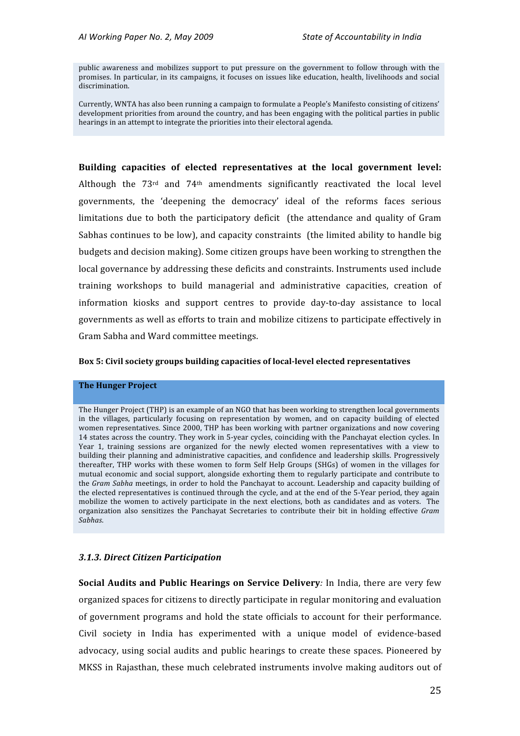public awareness and mobilizes support to put pressure on the government to follow through with the promises. In particular, in its campaigns, it focuses on issues like education, health, livelihoods and social discrimination.

Currently, WNTA has also been running a campaign to formulate a People's Manifesto consisting of citizens' development priorities from around the country, and has been engaging with the political parties in public hearings in an attempt to integrate the priorities into their electoral agenda.

**Building capacities of elected representatives at the local government level:** Although the 73rd and 74th amendments significantly reactivated the local level governments, the 'deepening the democracy' ideal of the reforms faces serious limitations due to both the participatory deficit (the attendance and quality of Gram Sabhas continues to be low), and capacity constraints (the limited ability to handle big budgets and decision making). Some citizen groups have been working to strengthen the local governance by addressing these deficits and constraints. Instruments used include training workshops to build managerial and administrative capacities, creation of information kiosks and support centres to provide day-to-day assistance to local governments as well as efforts to train and mobilize citizens to participate effectively in Gram Sabha and Ward committee meetings.

**Box 5: Civil society groups building capacities of local-level elected representatives**

**The Hunger Project**

The Hunger Project (THP) is an example of an NGO that has been working to strengthen local governments in the villages, particularly focusing on representation by women, and on capacity building of elected women representatives. Since 2000, THP has been working with partner organizations and now covering 14 states across the country. They work in 5-year cycles, coinciding with the Panchayat election cycles. In Year 1, training sessions are organized for the newly elected women representatives with a view to building their planning and administrative capacities, and confidence and leadership skills. Progressively thereafter, THP works with these women to form Self Help Groups (SHGs) of women in the villages for mutual economic and social support, alongside exhorting them to regularly participate and contribute to the *Gram Sabha* meetings, in order to hold the Panchayat to account. Leadership and capacity building of the elected representatives is continued through the cycle, and at the end of the 5-Year period, they again mobilize the women to actively participate in the next elections, both as candidates and as voters. The organization also sensitizes the Panchayat Secretaries to contribute their bit in holding effective *Gram Sabhas*.

### *3.1.3. Direct Citizen Participation*

**Social Audits and Public Hearings on Service Delivery***:* In India, there are very few organized spaces for citizens to directly participate in regular monitoring and evaluation of government programs and hold the state officials to account for their performance. Civil society in India has experimented with a unique model of evidence-based advocacy, using social audits and public hearings to create these spaces. Pioneered by MKSS in Rajasthan, these much celebrated instruments involve making auditors out of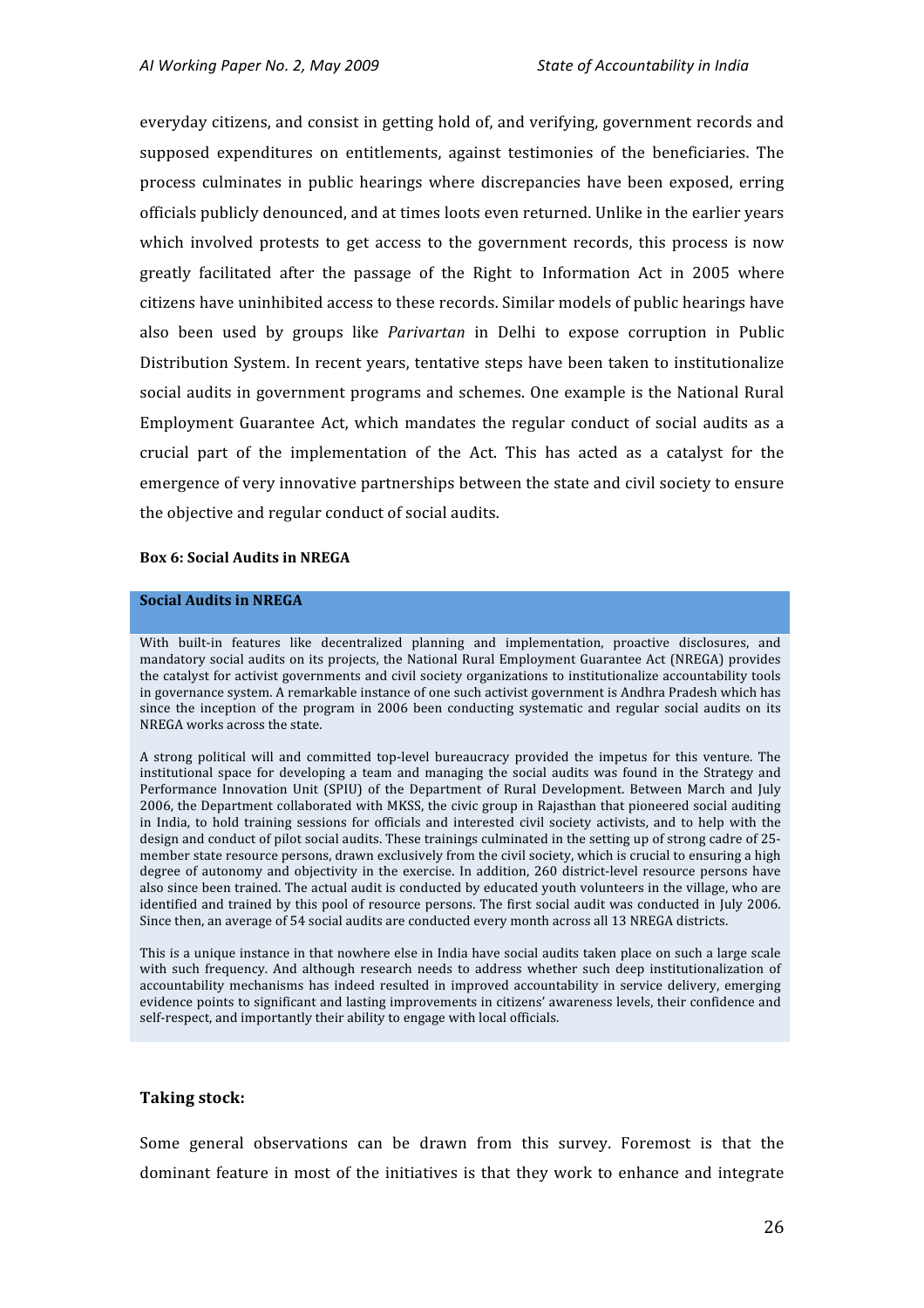everyday citizens, and consist in getting hold of, and verifying, government records and supposed expenditures on entitlements, against testimonies of the beneficiaries. The process culminates in public hearings where discrepancies have been exposed, erring officials publicly denounced, and at times loots even returned. Unlike in the earlier years which involved protests to get access to the government records, this process is now greatly facilitated after the passage of the Right to Information Act in 2005 where citizens have uninhibited access to these records. Similar models of public hearings have also been used by groups like *Parivartan* in Delhi to expose corruption in Public Distribution System. In recent years, tentative steps have been taken to institutionalize social audits in government programs and schemes. One example is the National Rural Employment Guarantee Act, which mandates the regular conduct of social audits as a crucial part of the implementation of the Act. This has acted as a catalyst for the emergence of very innovative partnerships between the state and civil society to ensure the objective and regular conduct of social audits.

**Box 6: Social Audits in NREGA**

**Social Audits in NREGA**

With built-in features like decentralized planning and implementation, proactive disclosures, and mandatory social audits on its projects, the National Rural Employment Guarantee Act (NREGA) provides the catalyst for activist governments and civil society organizations to institutionalize accountability tools in governance system. A remarkable instance of one such activist government is Andhra Pradesh which has since the inception of the program in 2006 been conducting systematic and regular social audits on its NREGA works across the state.

A strong political will and committed top-level bureaucracy provided the impetus for this venture. The institutional space for developing a team and managing the social audits was found in the Strategy and Performance Innovation Unit (SPIU) of the Department of Rural Development. Between March and July 2006, the Department collaborated with MKSS, the civic group in Rajasthan that pioneered social auditing in India, to hold training sessions for officials and interested civil society activists, and to help with the design and conduct of pilot social audits. These trainings culminated in the setting up of strong cadre of 25-member state resource persons, drawn exclusively from the civil society, which is crucial to ensuring a high degree of autonomy and objectivity in the exercise. In addition, 260 district-level resource persons have also since been trained. The actual audit is conducted by educated youth volunteers in the village, who are identified and trained by this pool of resource persons. The first social audit was conducted in July 2006. Since then, an average of 54 social audits are conducted every month across all 13 NREGA districts.

This is a unique instance in that nowhere else in India have social audits taken place on such a large scale with such frequency. And although research needs to address whether such deep institutionalization of accountability mechanisms has indeed resulted in improved accountability in service delivery, emerging evidence points to significant and lasting improvements in citizens' awareness levels, their confidence and self-respect, and importantly their ability to engage with local officials.

### Taking stock:

Some general observations can be drawn from this survey. Foremost is that the dominant feature in most of the initiatives is that they work to enhance and integrate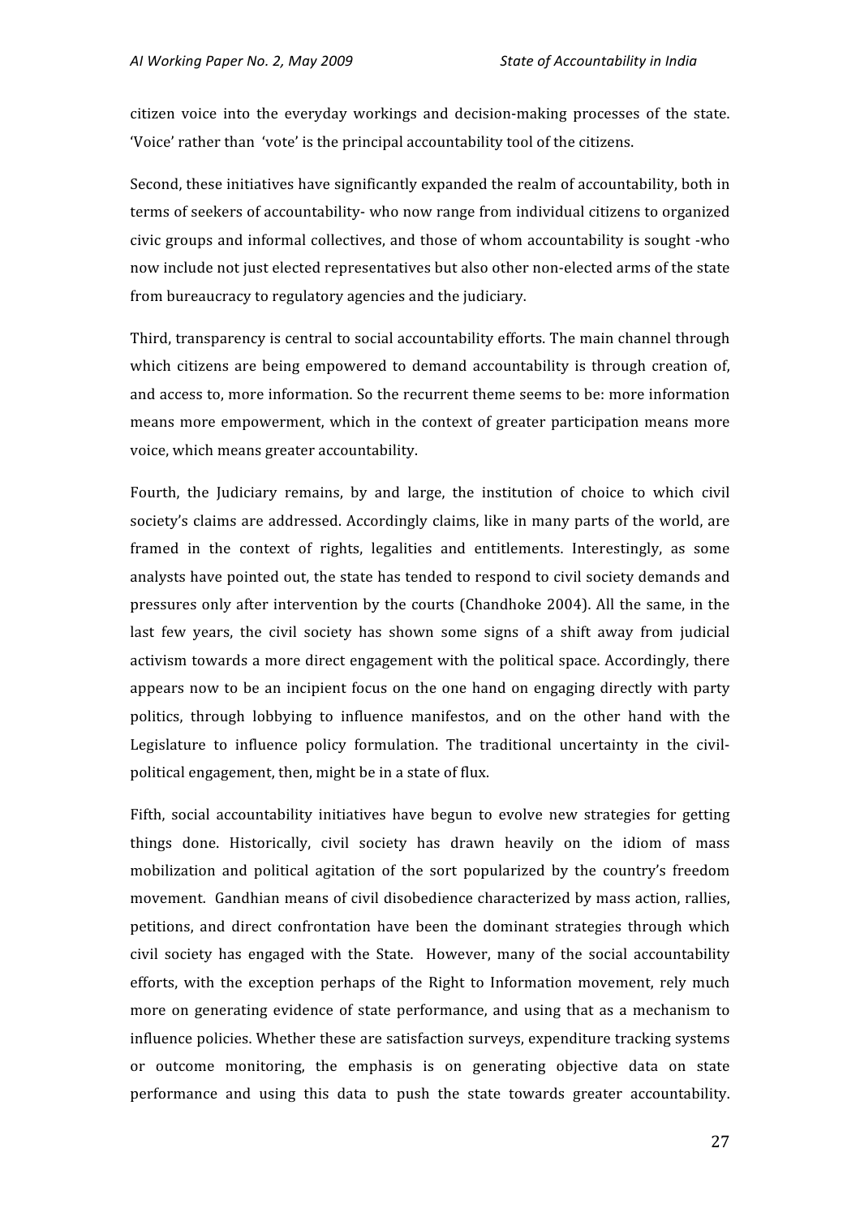citizen voice into the everyday workings and decision-making processes of the state. 'Voice' rather than 'vote' is the principal accountability tool of the citizens.

Second, these initiatives have significantly expanded the realm of accountability, both in terms of seekers of accountability- who now range from individual citizens to organized civic groups and informal collectives, and those of whom accountability is sought -who now include not just elected representatives but also other non-elected arms of the state from bureaucracy to regulatory agencies and the judiciary.

Third, transparency is central to social accountability efforts. The main channel through which citizens are being empowered to demand accountability is through creation of, and access to, more information. So the recurrent theme seems to be: more information means more empowerment, which in the context of greater participation means more voice, which means greater accountability.

Fourth, the Judiciary remains, by and large, the institution of choice to which civil society's claims are addressed. Accordingly claims, like in many parts of the world, are framed in the context of rights, legalities and entitlements. Interestingly, as some analysts have pointed out, the state has tended to respond to civil society demands and pressures only after intervention by the courts (Chandhoke 2004). All the same, in the last few years, the civil society has shown some signs of a shift away from judicial activism towards a more direct engagement with the political space. Accordingly, there appears now to be an incipient focus on the one hand on engaging directly with party politics, through lobbying to influence manifestos, and on the other hand with the Legislature to influence policy formulation. The traditional uncertainty in the civil-political engagement, then, might be in a state of flux.

Fifth, social accountability initiatives have begun to evolve new strategies for getting things done. Historically, civil society has drawn heavily on the idiom of mass mobilization and political agitation of the sort popularized by the country's freedom movement. Gandhian means of civil disobedience characterized by mass action, rallies, petitions, and direct confrontation have been the dominant strategies through which civil society has engaged with the State. However, many of the social accountability efforts, with the exception perhaps of the Right to Information movement, rely much more on generating evidence of state performance, and using that as a mechanism to influence policies. Whether these are satisfaction surveys, expenditure tracking systems or outcome monitoring, the emphasis is on generating objective data on state performance and using this data to push the state towards greater accountability.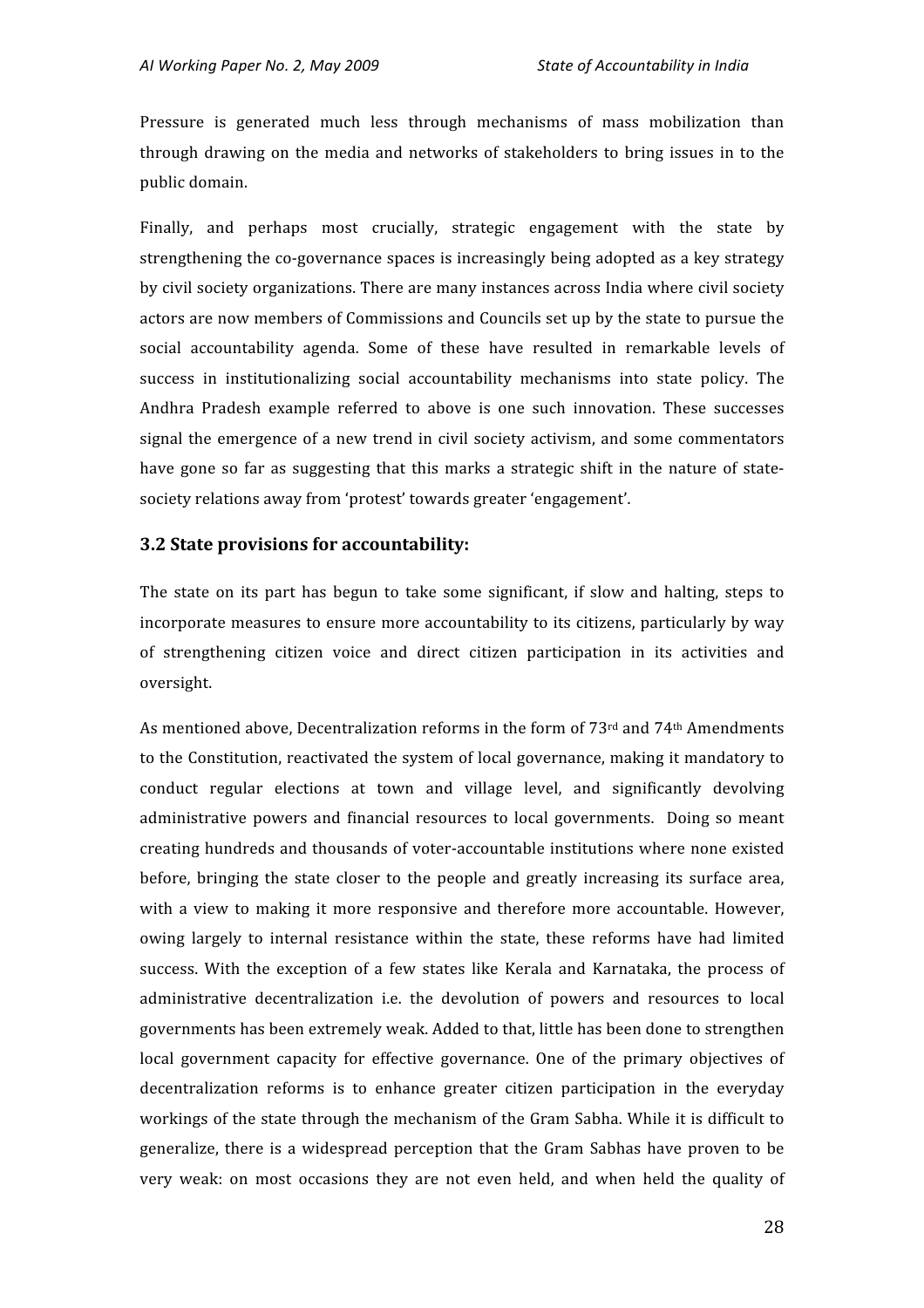Pressure is generated much less through mechanisms of mass mobilization than through drawing on the media and networks of stakeholders to bring issues in to the public domain.

Finally, and perhaps most crucially, strategic engagement with the state by strengthening the co-governance spaces is increasingly being adopted as a key strategy by civil society organizations. There are many instances across India where civil society actors are now members of Commissions and Councils set up by the state to pursue the social accountability agenda. Some of these have resulted in remarkable levels of success in institutionalizing social accountability mechanisms into state policy. The Andhra Pradesh example referred to above is one such innovation. These successes signal the emergence of a new trend in civil society activism, and some commentators have gone so far as suggesting that this marks a strategic shift in the nature of state-society relations away from 'protest' towards greater 'engagement'.

### 3.2 State provisions for accountability:

The state on its part has begun to take some significant, if slow and halting, steps to incorporate measures to ensure more accountability to its citizens, particularly by way of strengthening citizen voice and direct citizen participation in its activities and oversight.

As mentioned above, Decentralization reforms in the form of 73rd and 74th Amendments to the Constitution, reactivated the system of local governance, making it mandatory to conduct regular elections at town and village level, and significantly devolving administrative powers and financial resources to local governments. Doing so meant creating hundreds and thousands of voter-accountable institutions where none existed before, bringing the state closer to the people and greatly increasing its surface area, with a view to making it more responsive and therefore more accountable. However, owing largely to internal resistance within the state, these reforms have had limited success. With the exception of a few states like Kerala and Karnataka, the process of administrative decentralization i.e. the devolution of powers and resources to local governments has been extremely weak. Added to that, little has been done to strengthen local government capacity for effective governance. One of the primary objectives of decentralization reforms is to enhance greater citizen participation in the everyday workings of the state through the mechanism of the Gram Sabha. While it is difficult to generalize, there is a widespread perception that the Gram Sabhas have proven to be very weak: on most occasions they are not even held, and when held the quality of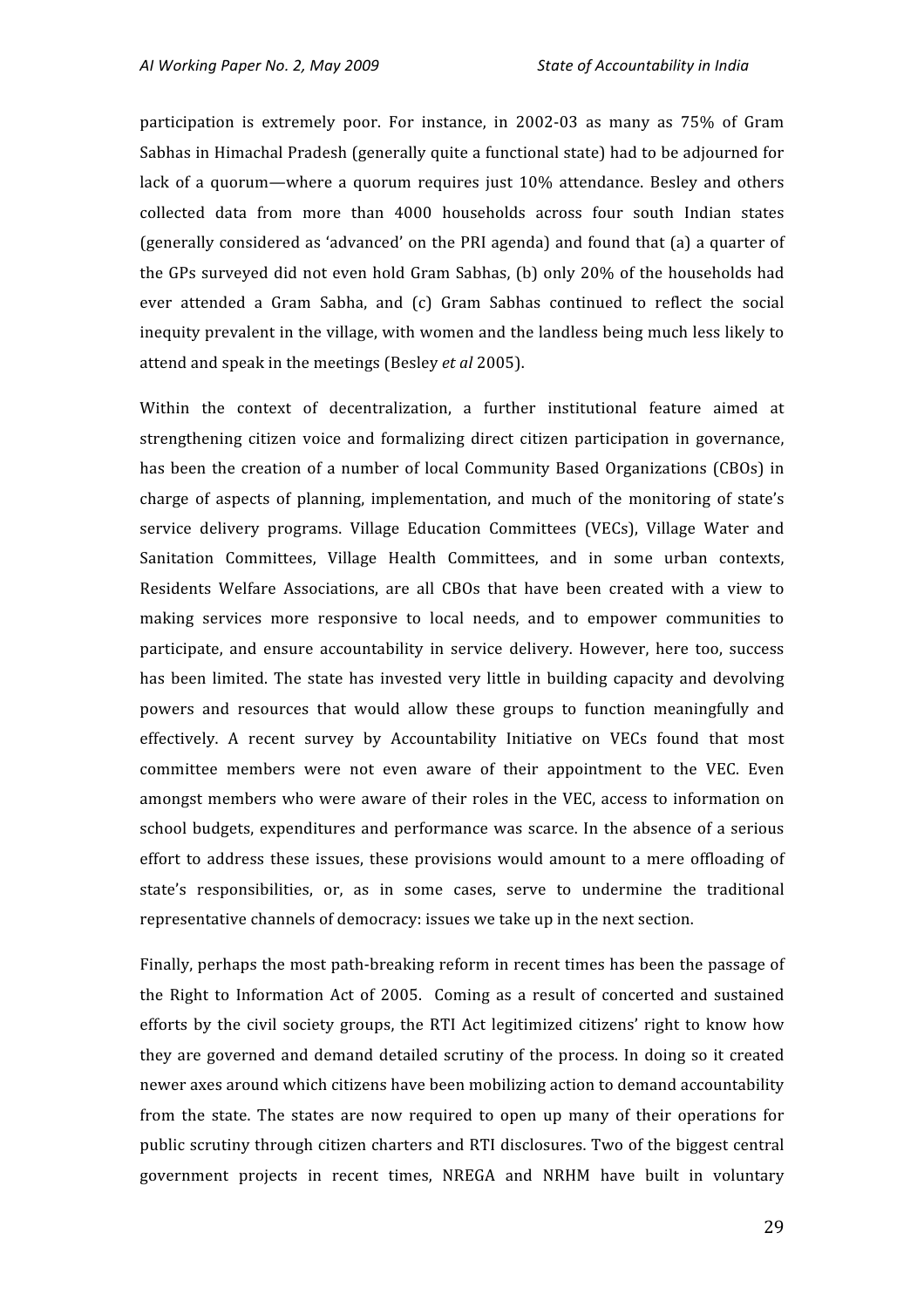participation is extremely poor. For instance, in 2002-03 as many as 75% of Gram Sabhas in Himachal Pradesh (generally quite a functional state) had to be adjourned for lack of a quorum—where a quorum requires just 10% attendance. Besley and others collected data from more than 4000 households across four south Indian states (generally considered as 'advanced' on the PRI agenda) and found that (a) a quarter of the GPs surveyed did not even hold Gram Sabhas, (b) only 20% of the households had ever attended a Gram Sabha, and (c) Gram Sabhas continued to reflect the social inequity prevalent in the village, with women and the landless being much less likely to attend and speak in the meetings (Besley *et al* 2005).

Within the context of decentralization, a further institutional feature aimed at strengthening citizen voice and formalizing direct citizen participation in governance, has been the creation of a number of local Community Based Organizations (CBOs) in charge of aspects of planning, implementation, and much of the monitoring of state's service delivery programs. Village Education Committees (VECs), Village Water and Sanitation Committees, Village Health Committees, and in some urban contexts, Residents Welfare Associations, are all CBOs that have been created with a view to making services more responsive to local needs, and to empower communities to participate, and ensure accountability in service delivery. However, here too, success has been limited. The state has invested very little in building capacity and devolving powers and resources that would allow these groups to function meaningfully and effectively. A recent survey by Accountability Initiative on VECs found that most committee members were not even aware of their appointment to the VEC. Even amongst members who were aware of their roles in the VEC, access to information on school budgets, expenditures and performance was scarce. In the absence of a serious effort to address these issues, these provisions would amount to a mere offloading of state's responsibilities, or, as in some cases, serve to undermine the traditional representative channels of democracy: issues we take up in the next section.

Finally, perhaps the most path-breaking reform in recent times has been the passage of the Right to Information Act of 2005. Coming as a result of concerted and sustained efforts by the civil society groups, the RTI Act legitimized citizens' right to know how they are governed and demand detailed scrutiny of the process. In doing so it created newer axes around which citizens have been mobilizing action to demand accountability from the state. The states are now required to open up many of their operations for public scrutiny through citizen charters and RTI disclosures. Two of the biggest central government projects in recent times, NREGA and NRHM have built in voluntary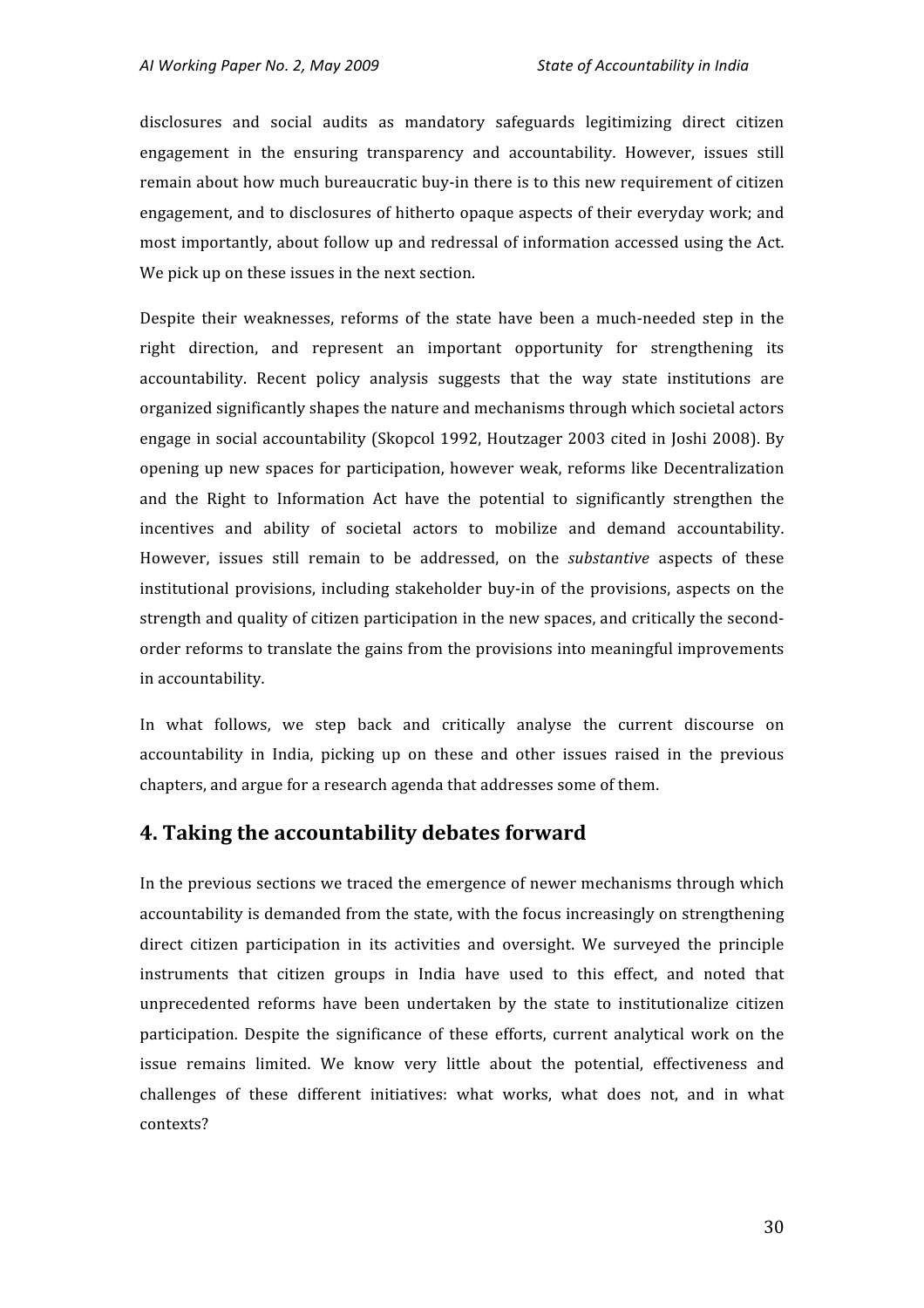disclosures and social audits as mandatory safeguards legitimizing direct citizen engagement in the ensuring transparency and accountability. However, issues still remain about how much bureaucratic buy-in there is to this new requirement of citizen engagement, and to disclosures of hitherto opaque aspects of their everyday work; and most importantly, about follow up and redressal of information accessed using the Act. We pick up on these issues in the next section.

Despite their weaknesses, reforms of the state have been a much-needed step in the right direction, and represent an important opportunity for strengthening its accountability. Recent policy analysis suggests that the way state institutions are organized significantly shapes the nature and mechanisms through which societal actors engage in social accountability (Skopcol 1992, Houtzager 2003 cited in Joshi 2008). By opening up new spaces for participation, however weak, reforms like Decentralization and the Right to Information Act have the potential to significantly strengthen the incentives and ability of societal actors to mobilize and demand accountability. However, issues still remain to be addressed, on the *substantive* aspects of these institutional provisions, including stakeholder buy-in of the provisions, aspects on the strength and quality of citizen participation in the new spaces, and critically the second-order reforms to translate the gains from the provisions into meaningful improvements in accountability.

In what follows, we step back and critically analyse the current discourse on accountability in India, picking up on these and other issues raised in the previous chapters, and argue for a research agenda that addresses some of them.

## 4. Taking the accountability debates forward

In the previous sections we traced the emergence of newer mechanisms through which accountability is demanded from the state, with the focus increasingly on strengthening direct citizen participation in its activities and oversight. We surveyed the principle instruments that citizen groups in India have used to this effect, and noted that unprecedented reforms have been undertaken by the state to institutionalize citizen participation. Despite the significance of these efforts, current analytical work on the issue remains limited. We know very little about the potential, effectiveness and challenges of these different initiatives: what works, what does not, and in what contexts?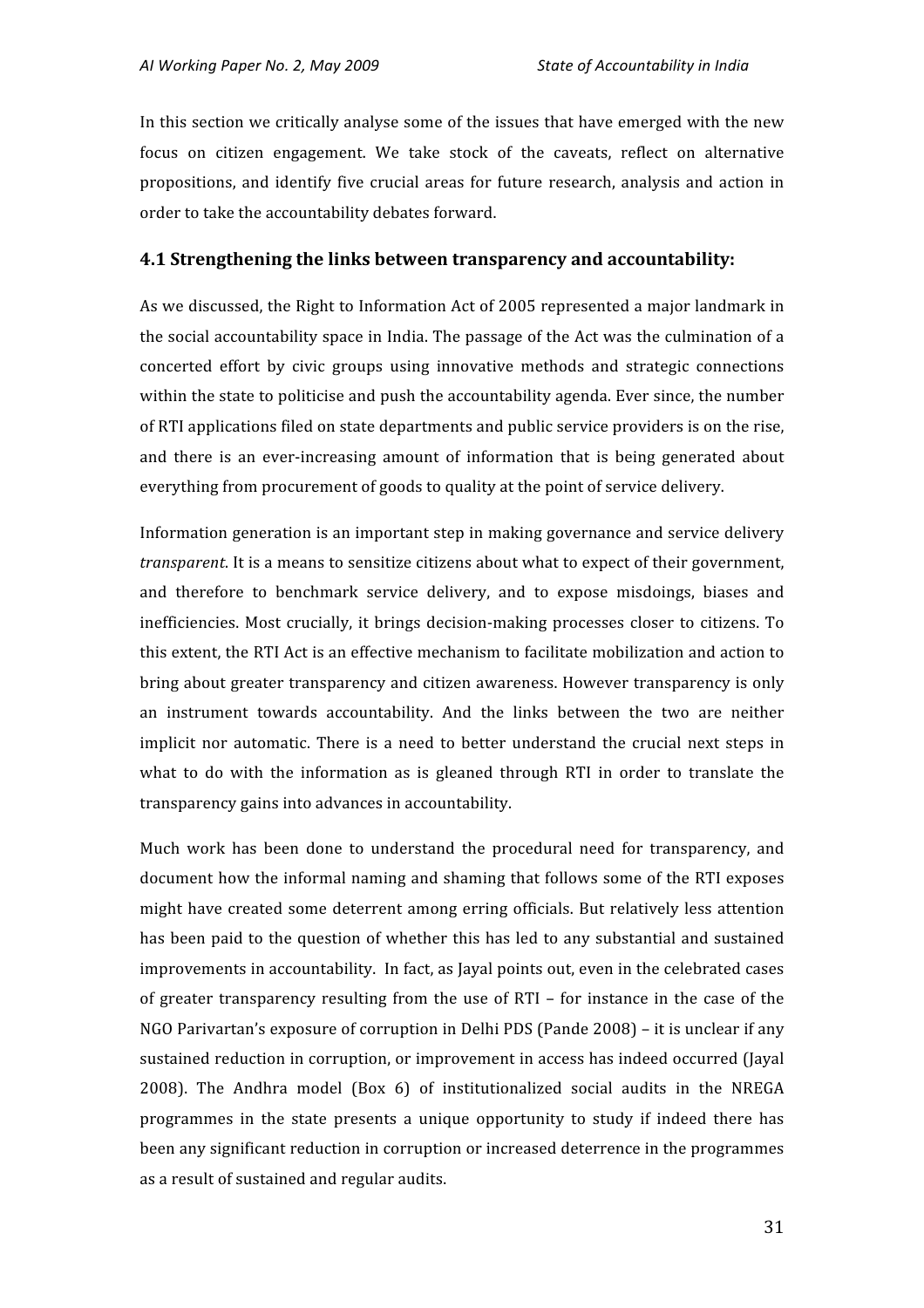In this section we critically analyse some of the issues that have emerged with the new focus on citizen engagement. We take stock of the caveats, reflect on alternative propositions, and identify five crucial areas for future research, analysis and action in order to take the accountability debates forward.

## 4.1 Strengthening the links between transparency and accountability:

As we discussed, the Right to Information Act of 2005 represented a major landmark in the social accountability space in India. The passage of the Act was the culmination of a concerted effort by civic groups using innovative methods and strategic connections within the state to politicise and push the accountability agenda. Ever since, the number of RTI applications filed on state departments and public service providers is on the rise, and there is an ever-increasing amount of information that is being generated about everything from procurement of goods to quality at the point of service delivery.

Information generation is an important step in making governance and service delivery *transparent*. It is a means to sensitize citizens about what to expect of their government, and therefore to benchmark service delivery, and to expose misdoings, biases and inefficiencies. Most crucially, it brings decision-making processes closer to citizens. To this extent, the RTI Act is an effective mechanism to facilitate mobilization and action to bring about greater transparency and citizen awareness. However transparency is only an instrument towards accountability. And the links between the two are neither implicit nor automatic. There is a need to better understand the crucial next steps in what to do with the information as is gleaned through RTI in order to translate the transparency gains into advances in accountability.

Much work has been done to understand the procedural need for transparency, and document how the informal naming and shaming that follows some of the RTI exposes might have created some deterrent among erring officials. But relatively less attention has been paid to the question of whether this has led to any substantial and sustained improvements in accountability. In fact, as Jayal points out, even in the celebrated cases of greater transparency resulting from the use of RTI – for instance in the case of the NGO Parivartan's exposure of corruption in Delhi PDS (Pande 2008) – it is unclear if any sustained reduction in corruption, or improvement in access has indeed occurred (Jayal 2008). The Andhra model (Box 6) of institutionalized social audits in the NREGA programmes in the state presents a unique opportunity to study if indeed there has been any significant reduction in corruption or increased deterrence in the programmes as a result of sustained and regular audits.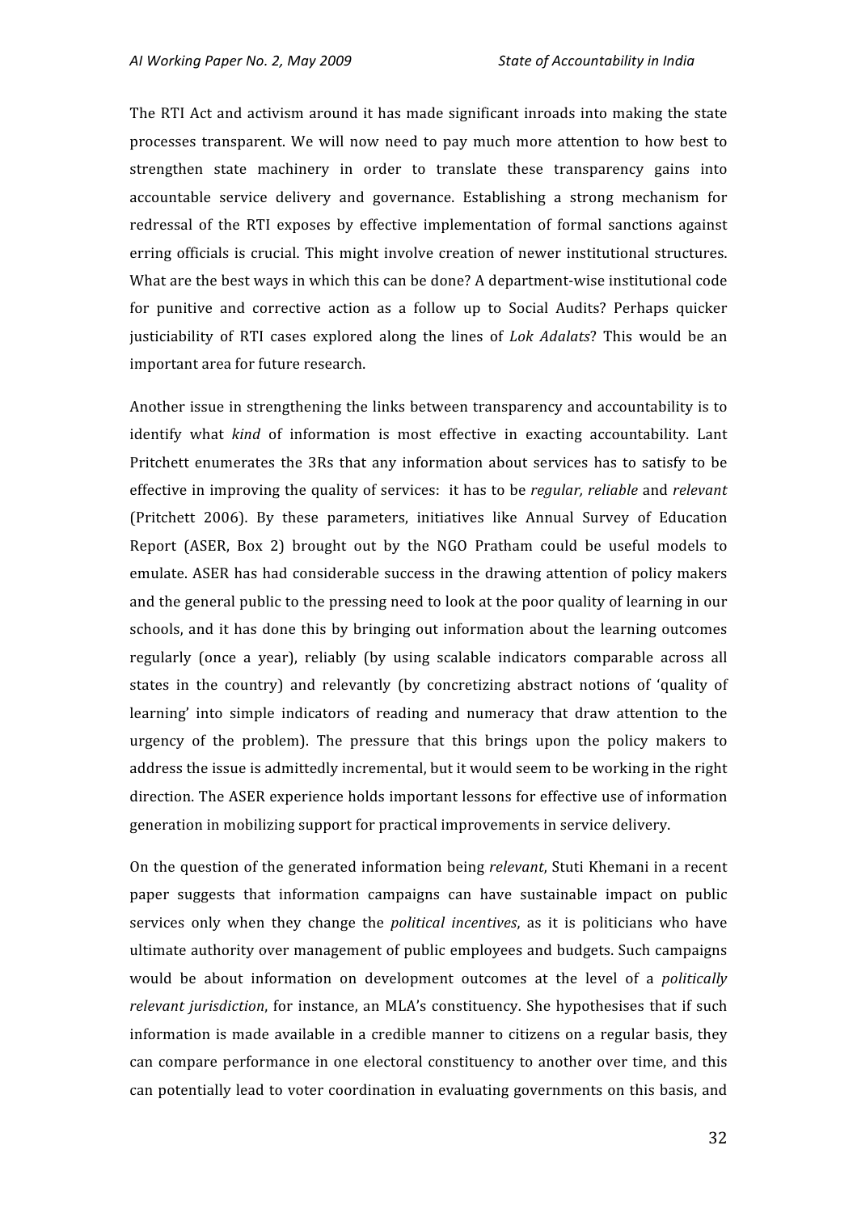The RTI Act and activism around it has made significant inroads into making the state processes transparent. We will now need to pay much more attention to how best to strengthen state machinery in order to translate these transparency gains into accountable service delivery and governance. Establishing a strong mechanism for redressal of the RTI exposes by effective implementation of formal sanctions against erring officials is crucial. This might involve creation of newer institutional structures. What are the best ways in which this can be done? A department-wise institutional code for punitive and corrective action as a follow up to Social Audits? Perhaps quicker justiciability of RTI cases explored along the lines of *Lok Adalats*? This would be an important area for future research.

Another issue in strengthening the links between transparency and accountability is to identify what *kind* of information is most effective in exacting accountability. Lant Pritchett enumerates the 3Rs that any information about services has to satisfy to be effective in improving the quality of services: it has to be *regular, reliable* and *relevant* (Pritchett 2006). By these parameters, initiatives like Annual Survey of Education Report (ASER, Box 2) brought out by the NGO Pratham could be useful models to emulate. ASER has had considerable success in the drawing attention of policy makers and the general public to the pressing need to look at the poor quality of learning in our schools, and it has done this by bringing out information about the learning outcomes regularly (once a year), reliably (by using scalable indicators comparable across all states in the country) and relevantly (by concretizing abstract notions of 'quality of learning' into simple indicators of reading and numeracy that draw attention to the urgency of the problem). The pressure that this brings upon the policy makers to address the issue is admittedly incremental, but it would seem to be working in the right direction. The ASER experience holds important lessons for effective use of information generation in mobilizing support for practical improvements in service delivery.

On the question of the generated information being *relevant*, Stuti Khemani in a recent paper suggests that information campaigns can have sustainable impact on public services only when they change the *political incentives*, as it is politicians who have ultimate authority over management of public employees and budgets. Such campaigns would be about information on development outcomes at the level of a *politically relevant jurisdiction*, for instance, an MLA's constituency. She hypothesises that if such information is made available in a credible manner to citizens on a regular basis, they can compare performance in one electoral constituency to another over time, and this can potentially lead to voter coordination in evaluating governments on this basis, and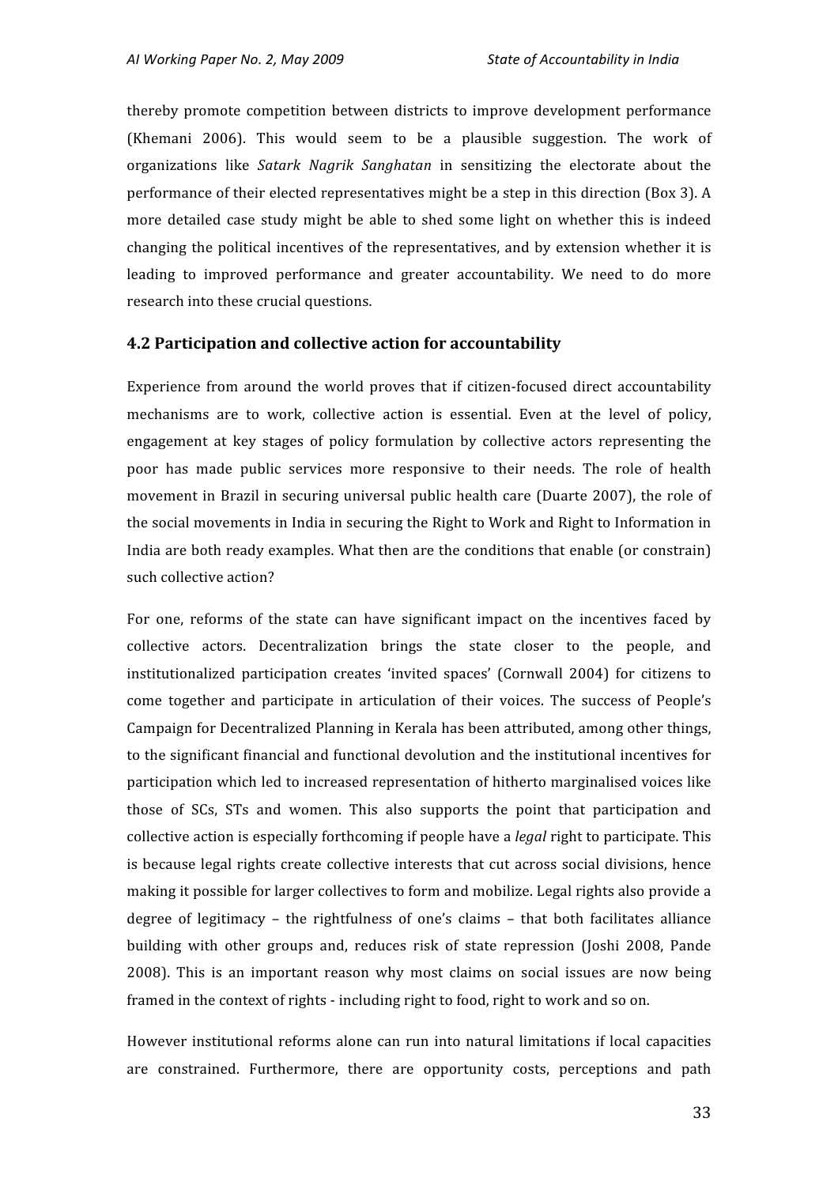thereby promote competition between districts to improve development performance (Khemani 2006). This would seem to be a plausible suggestion. The work of organizations like *Satark Nagrik Sanghatan* in sensitizing the electorate about the performance of their elected representatives might be a step in this direction (Box 3). A more detailed case study might be able to shed some light on whether this is indeed changing the political incentives of the representatives, and by extension whether it is leading to improved performance and greater accountability. We need to do more research into these crucial questions.

### 4.2 Participation and collective action for accountability

Experience from around the world proves that if citizen-focused direct accountability mechanisms are to work, collective action is essential. Even at the level of policy, engagement at key stages of policy formulation by collective actors representing the poor has made public services more responsive to their needs. The role of health movement in Brazil in securing universal public health care (Duarte 2007), the role of the social movements in India in securing the Right to Work and Right to Information in India are both ready examples. What then are the conditions that enable (or constrain) such collective action?

For one, reforms of the state can have significant impact on the incentives faced by collective actors. Decentralization brings the state closer to the people, and institutionalized participation creates 'invited spaces' (Cornwall 2004) for citizens to come together and participate in articulation of their voices. The success of People's Campaign for Decentralized Planning in Kerala has been attributed, among other things, to the significant financial and functional devolution and the institutional incentives for participation which led to increased representation of hitherto marginalised voices like those of SCs, STs and women. This also supports the point that participation and collective action is especially forthcoming if people have a *legal* right to participate. This is because legal rights create collective interests that cut across social divisions, hence making it possible for larger collectives to form and mobilize. Legal rights also provide a degree of legitimacy – the rightfulness of one's claims – that both facilitates alliance building with other groups and, reduces risk of state repression (Joshi 2008, Pande 2008). This is an important reason why most claims on social issues are now being framed in the context of rights - including right to food, right to work and so on.

However institutional reforms alone can run into natural limitations if local capacities are constrained. Furthermore, there are opportunity costs, perceptions and path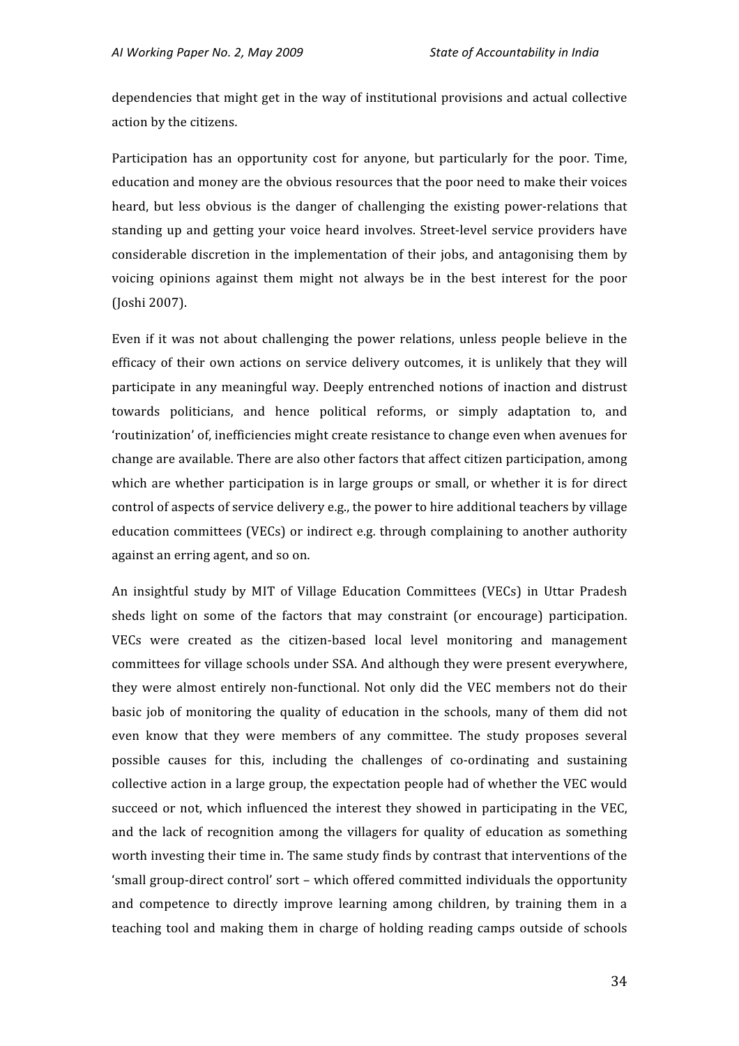dependencies that might get in the way of institutional provisions and actual collective action by the citizens.

Participation has an opportunity cost for anyone, but particularly for the poor. Time, education and money are the obvious resources that the poor need to make their voices heard, but less obvious is the danger of challenging the existing power-relations that standing up and getting your voice heard involves. Street-level service providers have considerable discretion in the implementation of their jobs, and antagonising them by voicing opinions against them might not always be in the best interest for the poor (Joshi 2007).

Even if it was not about challenging the power relations, unless people believe in the efficacy of their own actions on service delivery outcomes, it is unlikely that they will participate in any meaningful way. Deeply entrenched notions of inaction and distrust towards politicians, and hence political reforms, or simply adaptation to, and 'routinization' of, inefficiencies might create resistance to change even when avenues for change are available. There are also other factors that affect citizen participation, among which are whether participation is in large groups or small, or whether it is for direct control of aspects of service delivery e.g., the power to hire additional teachers by village education committees (VECs) or indirect e.g. through complaining to another authority against an erring agent, and so on.

An insightful study by MIT of Village Education Committees (VECs) in Uttar Pradesh sheds light on some of the factors that may constraint (or encourage) participation. VECs were created as the citizen-based local level monitoring and management committees for village schools under SSA. And although they were present everywhere, they were almost entirely non-functional. Not only did the VEC members not do their basic job of monitoring the quality of education in the schools, many of them did not even know that they were members of any committee. The study proposes several possible causes for this, including the challenges of co-ordinating and sustaining collective action in a large group, the expectation people had of whether the VEC would succeed or not, which influenced the interest they showed in participating in the VEC, and the lack of recognition among the villagers for quality of education as something worth investing their time in. The same study finds by contrast that interventions of the 'small group-direct control' sort – which offered committed individuals the opportunity and competence to directly improve learning among children, by training them in a teaching tool and making them in charge of holding reading camps outside of schools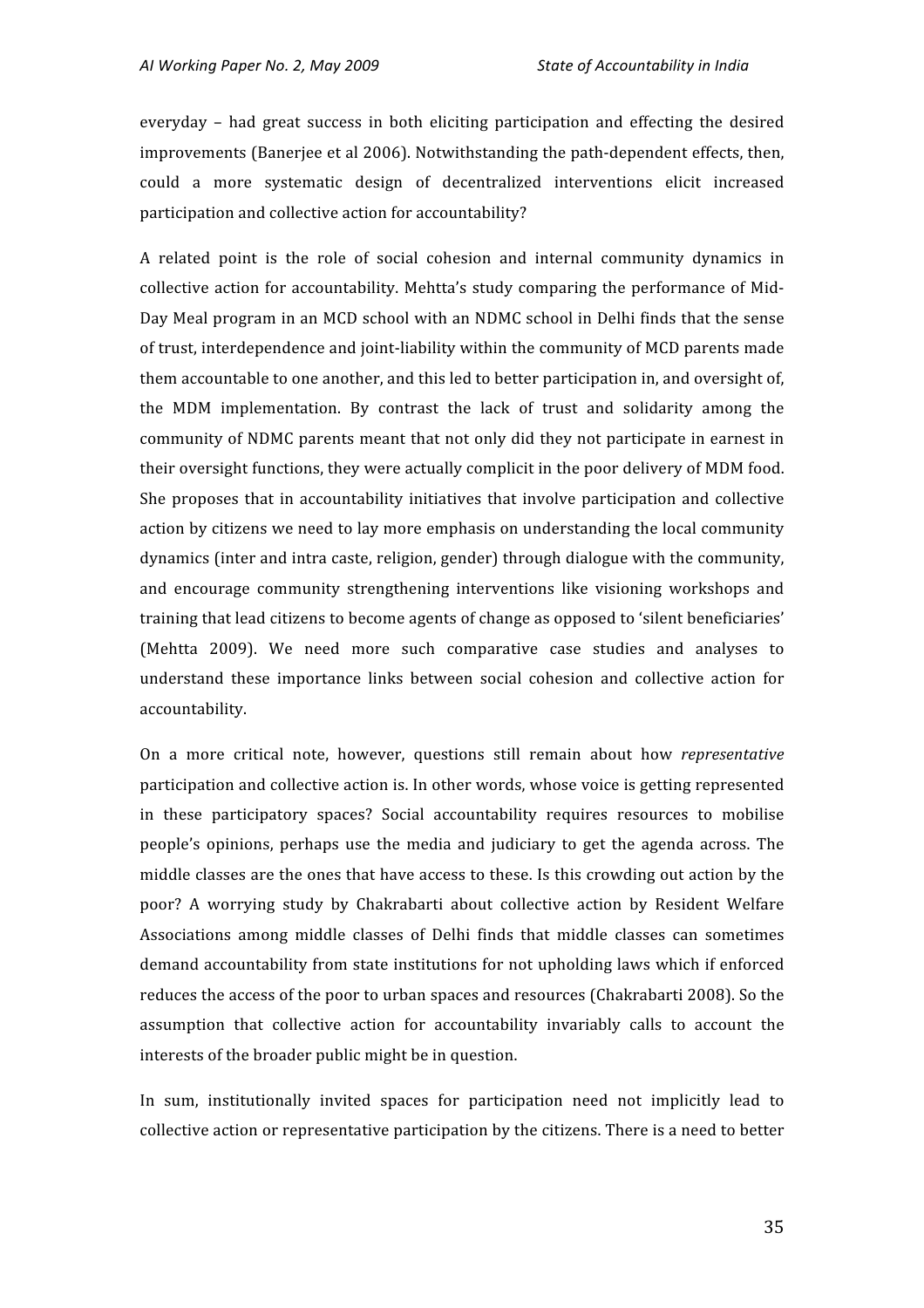everyday – had great success in both eliciting participation and effecting the desired improvements (Banerjee et al 2006). Notwithstanding the path-dependent effects, then, could a more systematic design of decentralized interventions elicit increased participation and collective action for accountability?

A related point is the role of social cohesion and internal community dynamics in collective action for accountability. Mehtta's study comparing the performance of Mid-Day Meal program in an MCD school with an NDMC school in Delhi finds that the sense of trust, interdependence and joint-liability within the community of MCD parents made them accountable to one another, and this led to better participation in, and oversight of, the MDM implementation. By contrast the lack of trust and solidarity among the community of NDMC parents meant that not only did they not participate in earnest in their oversight functions, they were actually complicit in the poor delivery of MDM food. She proposes that in accountability initiatives that involve participation and collective action by citizens we need to lay more emphasis on understanding the local community dynamics (inter and intra caste, religion, gender) through dialogue with the community, and encourage community strengthening interventions like visioning workshops and training that lead citizens to become agents of change as opposed to 'silent beneficiaries' (Mehtta 2009). We need more such comparative case studies and analyses to understand these importance links between social cohesion and collective action for accountability.

On a more critical note, however, questions still remain about how *representative* participation and collective action is. In other words, whose voice is getting represented in these participatory spaces? Social accountability requires resources to mobilise people's opinions, perhaps use the media and judiciary to get the agenda across. The middle classes are the ones that have access to these. Is this crowding out action by the poor? A worrying study by Chakrabarti about collective action by Resident Welfare Associations among middle classes of Delhi finds that middle classes can sometimes demand accountability from state institutions for not upholding laws which if enforced reduces the access of the poor to urban spaces and resources (Chakrabarti 2008). So the assumption that collective action for accountability invariably calls to account the interests of the broader public might be in question.

In sum, institutionally invited spaces for participation need not implicitly lead to collective action or representative participation by the citizens. There is a need to better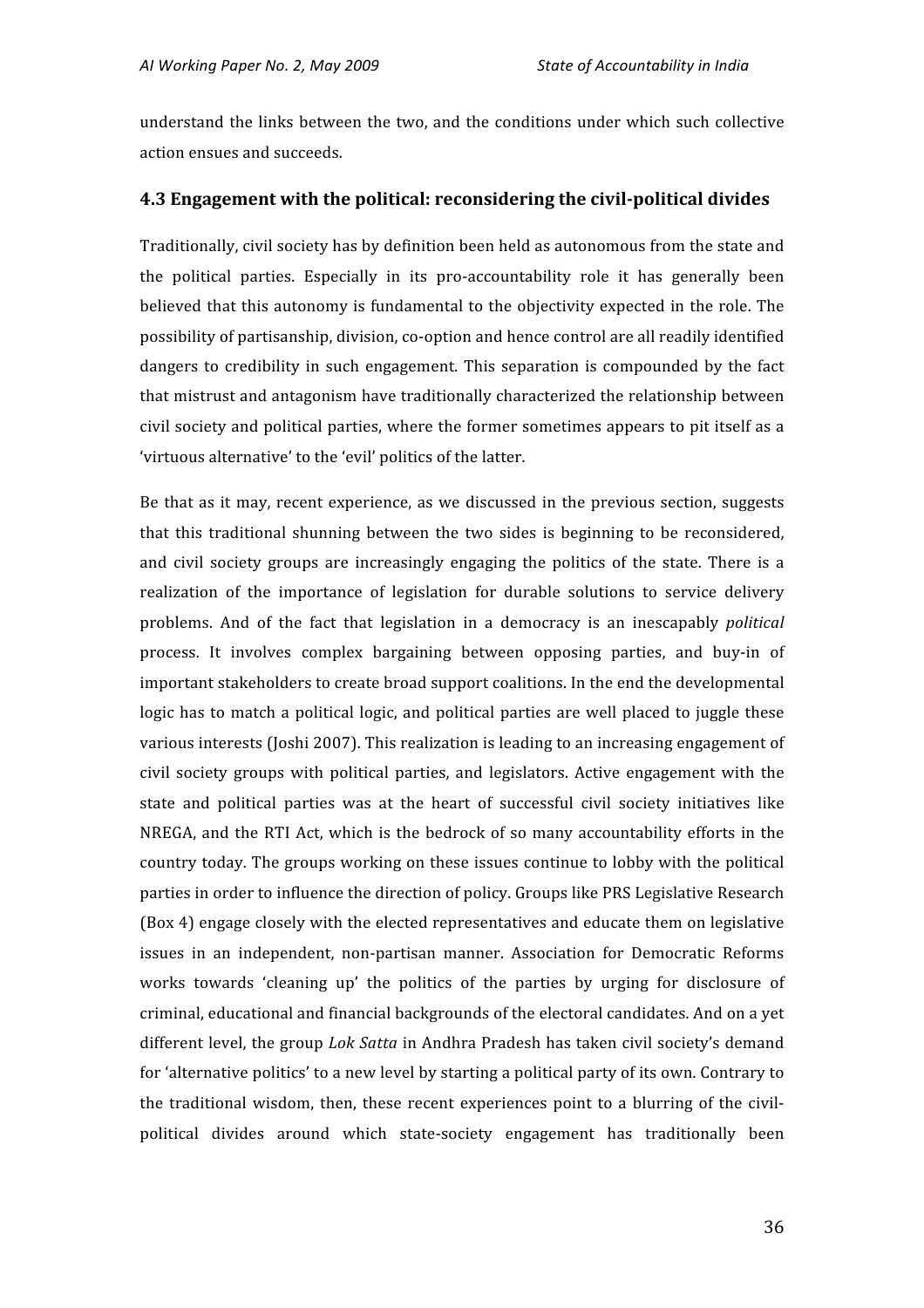understand the links between the two, and the conditions under which such collective action ensues and succeeds.

### 4.3 Engagement with the political: reconsidering the civil-political divides

Traditionally, civil society has by definition been held as autonomous from the state and the political parties. Especially in its pro-accountability role it has generally been believed that this autonomy is fundamental to the objectivity expected in the role. The possibility of partisanship, division, co-option and hence control are all readily identified dangers to credibility in such engagement. This separation is compounded by the fact that mistrust and antagonism have traditionally characterized the relationship between civil society and political parties, where the former sometimes appears to pit itself as a 'virtuous alternative' to the 'evil' politics of the latter.

Be that as it may, recent experience, as we discussed in the previous section, suggests that this traditional shunning between the two sides is beginning to be reconsidered, and civil society groups are increasingly engaging the politics of the state. There is a realization of the importance of legislation for durable solutions to service delivery problems. And of the fact that legislation in a democracy is an inescapably *political* process. It involves complex bargaining between opposing parties, and buy-in of important stakeholders to create broad support coalitions. In the end the developmental logic has to match a political logic, and political parties are well placed to juggle these various interests (Joshi 2007). This realization is leading to an increasing engagement of civil society groups with political parties, and legislators. Active engagement with the state and political parties was at the heart of successful civil society initiatives like NREGA, and the RTI Act, which is the bedrock of so many accountability efforts in the country today. The groups working on these issues continue to lobby with the political parties in order to influence the direction of policy. Groups like PRS Legislative Research (Box 4) engage closely with the elected representatives and educate them on legislative issues in an independent, non-partisan manner. Association for Democratic Reforms works towards 'cleaning up' the politics of the parties by urging for disclosure of criminal, educational and financial backgrounds of the electoral candidates. And on a yet different level, the group *Lok Satta* in Andhra Pradesh has taken civil society's demand for 'alternative politics' to a new level by starting a political party of its own. Contrary to the traditional wisdom, then, these recent experiences point to a blurring of the civil-political divides around which state-society engagement has traditionally been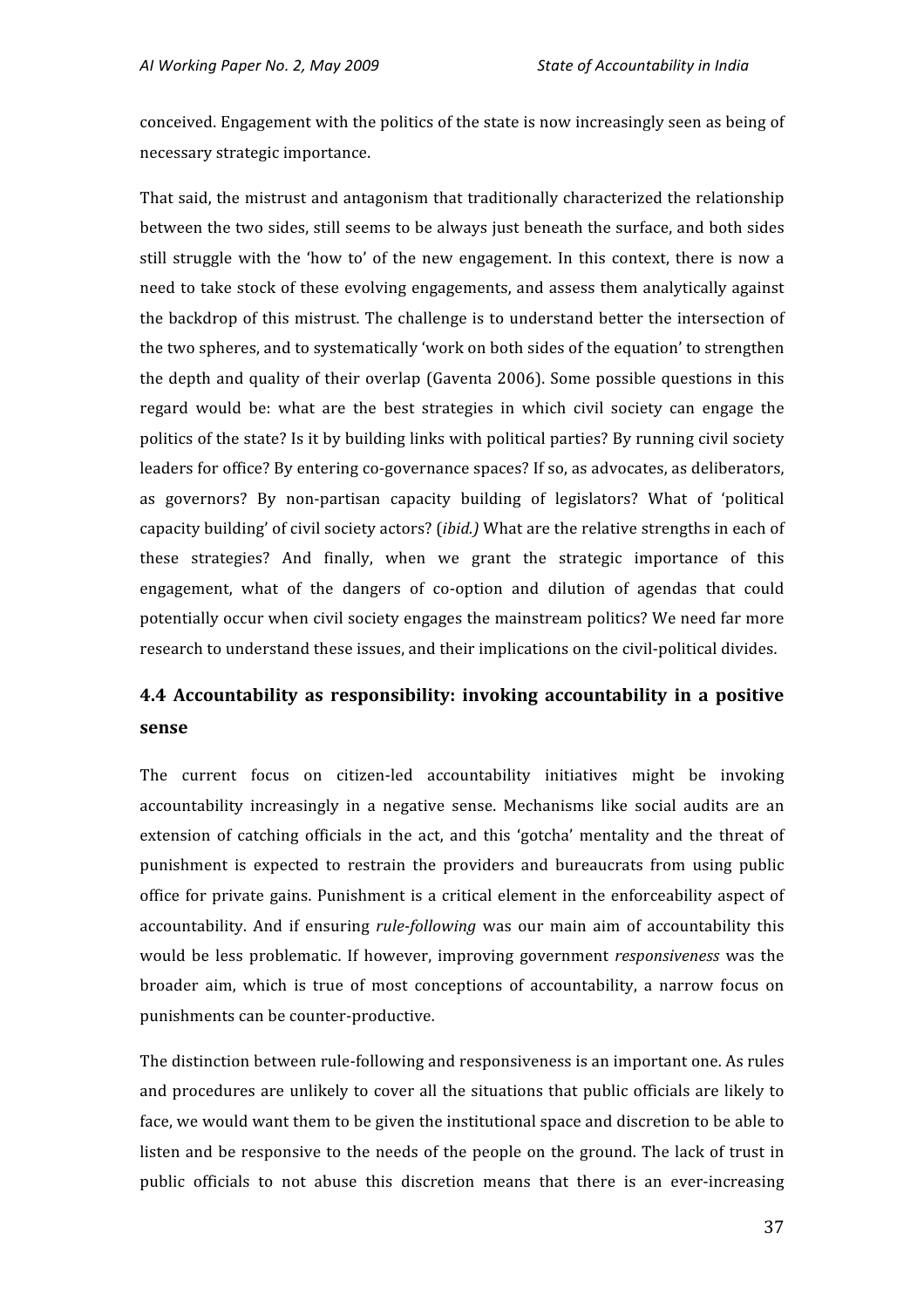conceived. Engagement with the politics of the state is now increasingly seen as being of necessary strategic importance.

That said, the mistrust and antagonism that traditionally characterized the relationship between the two sides, still seems to be always just beneath the surface, and both sides still struggle with the 'how to' of the new engagement. In this context, there is now a need to take stock of these evolving engagements, and assess them analytically against the backdrop of this mistrust. The challenge is to understand better the intersection of the two spheres, and to systematically 'work on both sides of the equation' to strengthen the depth and quality of their overlap (Gaventa 2006). Some possible questions in this regard would be: what are the best strategies in which civil society can engage the politics of the state? Is it by building links with political parties? By running civil society leaders for office? By entering co-governance spaces? If so, as advocates, as deliberators, as governors? By non-partisan capacity building of legislators? What of 'political capacity building' of civil society actors? (*ibid.)* What are the relative strengths in each of these strategies? And finally, when we grant the strategic importance of this engagement, what of the dangers of co-option and dilution of agendas that could potentially occur when civil society engages the mainstream politics? We need far more research to understand these issues, and their implications on the civil-political divides.

### 4.4 Accountability as responsibility: invoking accountability in a positive sense

The current focus on citizen-led accountability initiatives might be invoking accountability increasingly in a negative sense. Mechanisms like social audits are an extension of catching officials in the act, and this 'gotcha' mentality and the threat of punishment is expected to restrain the providers and bureaucrats from using public office for private gains. Punishment is a critical element in the enforceability aspect of accountability. And if ensuring *rule-following* was our main aim of accountability this would be less problematic. If however, improving government *responsiveness* was the broader aim, which is true of most conceptions of accountability, a narrow focus on punishments can be counter-productive.

The distinction between rule-following and responsiveness is an important one. As rules and procedures are unlikely to cover all the situations that public officials are likely to face, we would want them to be given the institutional space and discretion to be able to listen and be responsive to the needs of the people on the ground. The lack of trust in public officials to not abuse this discretion means that there is an ever-increasing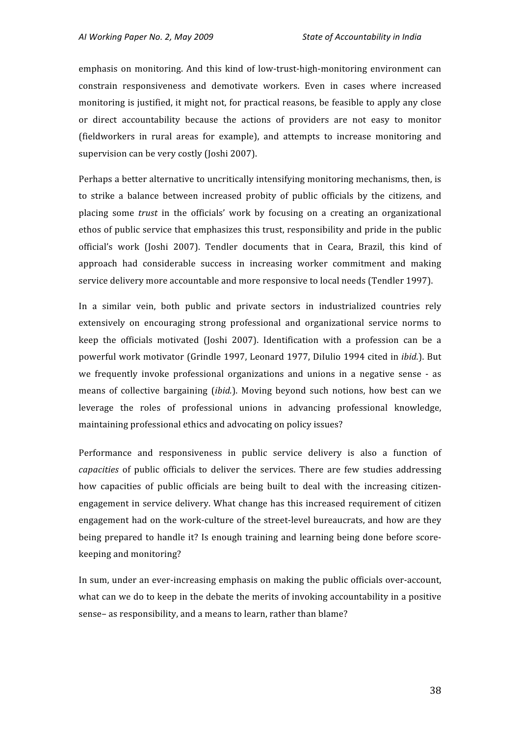emphasis on monitoring. And this kind of low-trust-high-monitoring environment can constrain responsiveness and demotivate workers. Even in cases where increased monitoring is justified, it might not, for practical reasons, be feasible to apply any close or direct accountability because the actions of providers are not easy to monitor (fieldworkers in rural areas for example), and attempts to increase monitoring and supervision can be very costly (Joshi 2007).

Perhaps a better alternative to uncritically intensifying monitoring mechanisms, then, is to strike a balance between increased probity of public officials by the citizens, and placing some *trust* in the officials' work by focusing on a creating an organizational ethos of public service that emphasizes this trust, responsibility and pride in the public official's work (Joshi 2007). Tendler documents that in Ceara, Brazil, this kind of approach had considerable success in increasing worker commitment and making service delivery more accountable and more responsive to local needs (Tendler 1997).

In a similar vein, both public and private sectors in industrialized countries rely extensively on encouraging strong professional and organizational service norms to keep the officials motivated (Joshi 2007). Identification with a profession can be a powerful work motivator (Grindle 1997, Leonard 1977, DiIulio 1994 cited in *ibid.*). But we frequently invoke professional organizations and unions in a negative sense - as means of collective bargaining (*ibid.*). Moving beyond such notions, how best can we leverage the roles of professional unions in advancing professional knowledge, maintaining professional ethics and advocating on policy issues?

Performance and responsiveness in public service delivery is also a function of *capacities* of public officials to deliver the services. There are few studies addressing how capacities of public officials are being built to deal with the increasing citizen-engagement in service delivery. What change has this increased requirement of citizen engagement had on the work-culture of the street-level bureaucrats, and how are they being prepared to handle it? Is enough training and learning being done before score-keeping and monitoring?

In sum, under an ever-increasing emphasis on making the public officials over-account, what can we do to keep in the debate the merits of invoking accountability in a positive sense– as responsibility, and a means to learn, rather than blame?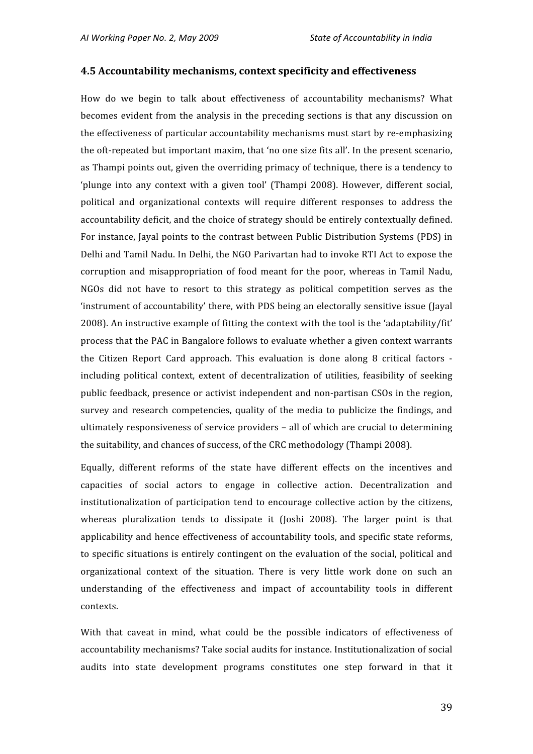### 4.5 Accountability mechanisms, context specificity and effectiveness

How do we begin to talk about effectiveness of accountability mechanisms? What becomes evident from the analysis in the preceding sections is that any discussion on the effectiveness of particular accountability mechanisms must start by re-emphasizing the oft-repeated but important maxim, that 'no one size fits all'. In the present scenario, as Thampi points out, given the overriding primacy of technique, there is a tendency to 'plunge into any context with a given tool' (Thampi 2008). However, different social, political and organizational contexts will require different responses to address the accountability deficit, and the choice of strategy should be entirely contextually defined. For instance, Jayal points to the contrast between Public Distribution Systems (PDS) in Delhi and Tamil Nadu. In Delhi, the NGO Parivartan had to invoke RTI Act to expose the corruption and misappropriation of food meant for the poor, whereas in Tamil Nadu, NGOs did not have to resort to this strategy as political competition serves as the 'instrument of accountability' there, with PDS being an electorally sensitive issue (Jayal 2008). An instructive example of fitting the context with the tool is the 'adaptability/fit' process that the PAC in Bangalore follows to evaluate whether a given context warrants the Citizen Report Card approach. This evaluation is done along 8 critical factors - including political context, extent of decentralization of utilities, feasibility of seeking public feedback, presence or activist independent and non-partisan CSOs in the region, survey and research competencies, quality of the media to publicize the findings, and ultimately responsiveness of service providers – all of which are crucial to determining the suitability, and chances of success, of the CRC methodology (Thampi 2008).

Equally, different reforms of the state have different effects on the incentives and capacities of social actors to engage in collective action. Decentralization and institutionalization of participation tend to encourage collective action by the citizens, whereas pluralization tends to dissipate it (Joshi 2008). The larger point is that applicability and hence effectiveness of accountability tools, and specific state reforms, to specific situations is entirely contingent on the evaluation of the social, political and organizational context of the situation. There is very little work done on such an understanding of the effectiveness and impact of accountability tools in different contexts.

With that caveat in mind, what could be the possible indicators of effectiveness of accountability mechanisms? Take social audits for instance. Institutionalization of social audits into state development programs constitutes one step forward in that it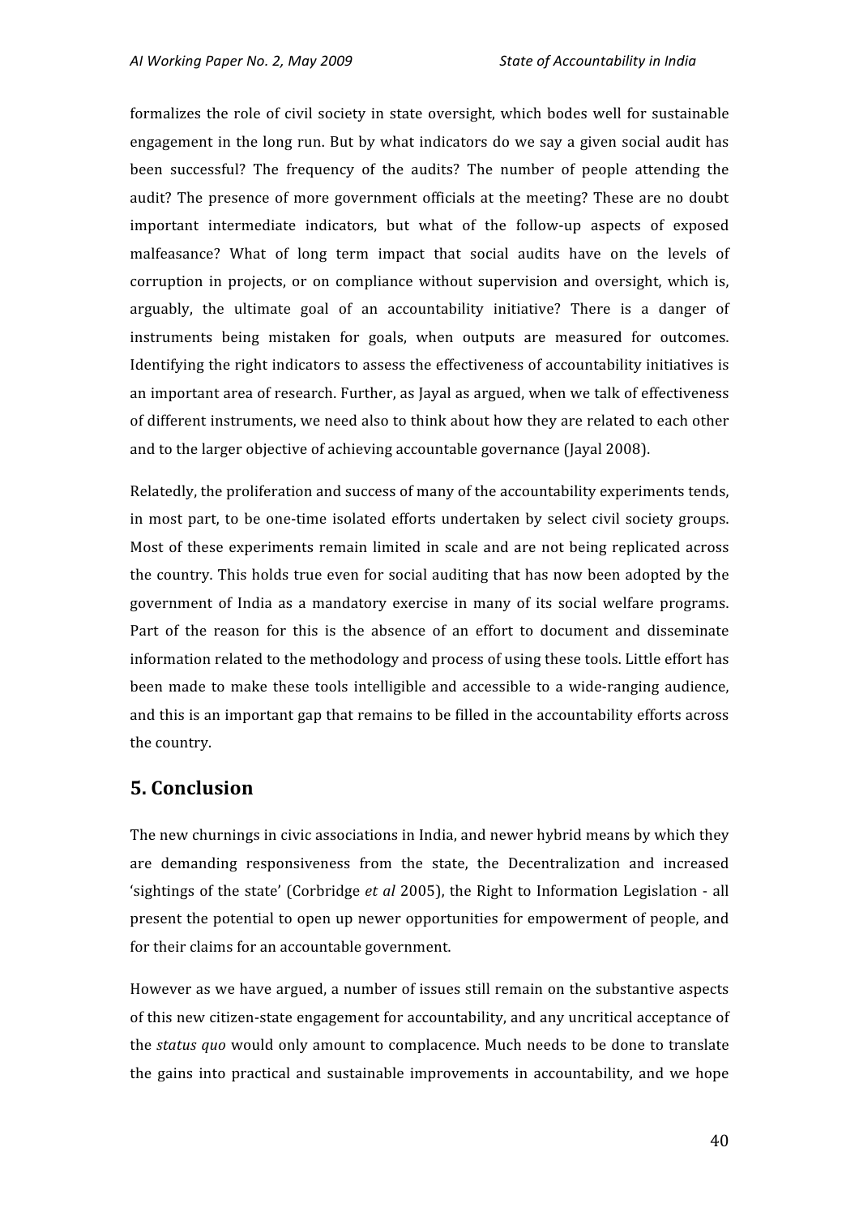formalizes the role of civil society in state oversight, which bodes well for sustainable engagement in the long run. But by what indicators do we say a given social audit has been successful? The frequency of the audits? The number of people attending the audit? The presence of more government officials at the meeting? These are no doubt important intermediate indicators, but what of the follow-up aspects of exposed malfeasance? What of long term impact that social audits have on the levels of corruption in projects, or on compliance without supervision and oversight, which is, arguably, the ultimate goal of an accountability initiative? There is a danger of instruments being mistaken for goals, when outputs are measured for outcomes. Identifying the right indicators to assess the effectiveness of accountability initiatives is an important area of research. Further, as Jayal as argued, when we talk of effectiveness of different instruments, we need also to think about how they are related to each other and to the larger objective of achieving accountable governance (Jayal 2008).

Relatedly, the proliferation and success of many of the accountability experiments tends, in most part, to be one-time isolated efforts undertaken by select civil society groups. Most of these experiments remain limited in scale and are not being replicated across the country. This holds true even for social auditing that has now been adopted by the government of India as a mandatory exercise in many of its social welfare programs. Part of the reason for this is the absence of an effort to document and disseminate information related to the methodology and process of using these tools. Little effort has been made to make these tools intelligible and accessible to a wide-ranging audience, and this is an important gap that remains to be filled in the accountability efforts across the country.

## 5. Conclusion

The new churnings in civic associations in India, and newer hybrid means by which they are demanding responsiveness from the state, the Decentralization and increased 'sightings of the state' (Corbridge *et al* 2005), the Right to Information Legislation - all present the potential to open up newer opportunities for empowerment of people, and for their claims for an accountable government.

However as we have argued, a number of issues still remain on the substantive aspects of this new citizen-state engagement for accountability, and any uncritical acceptance of the *status quo* would only amount to complacence. Much needs to be done to translate the gains into practical and sustainable improvements in accountability, and we hope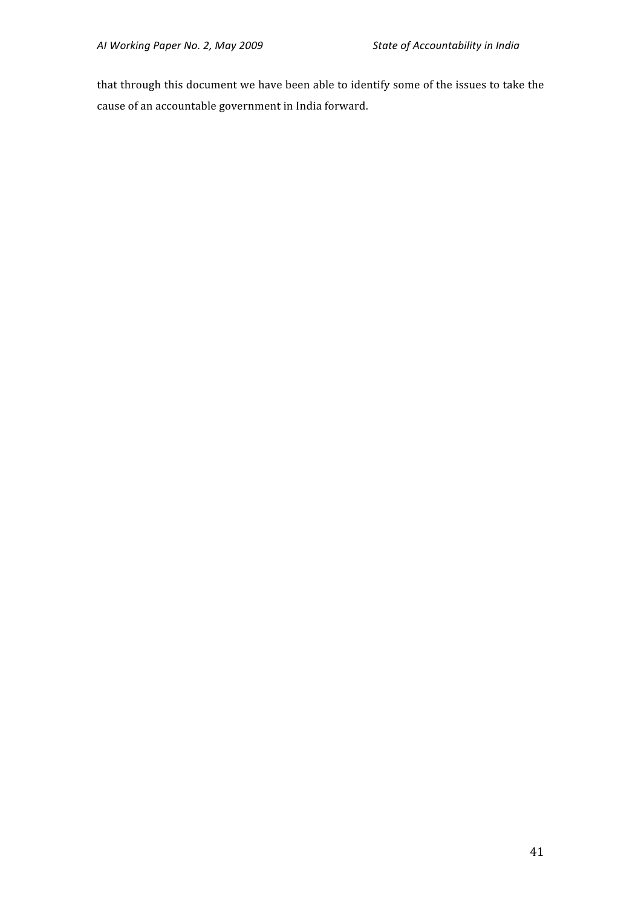that through this document we have been able to identify some of the issues to take the cause of an accountable government in India forward.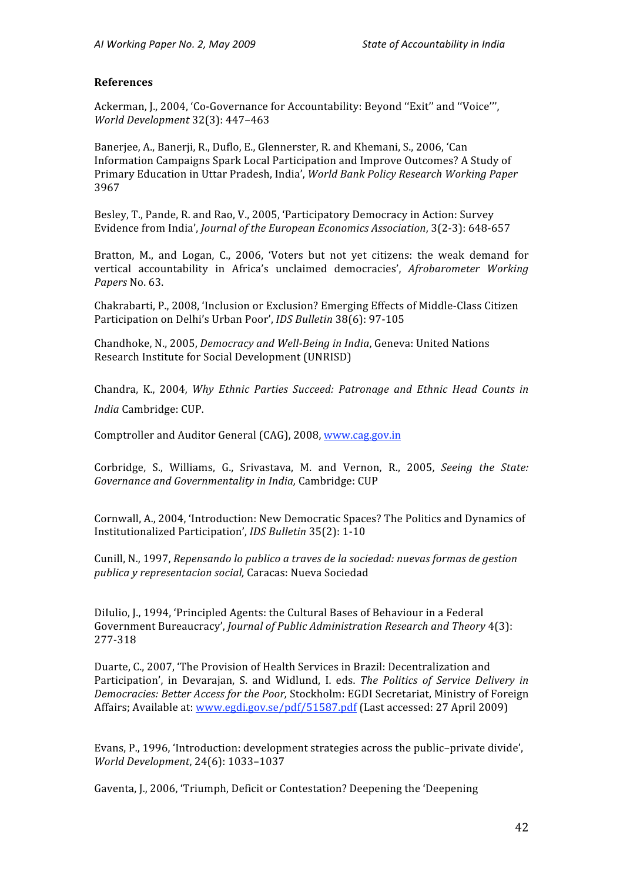**References**

Ackerman, J., 2004, 'Co-Governance for Accountability: Beyond ''Exit'' and ''Voice''', *World Development* 32(3): 447–463

Banerjee, A., Banerji, R., Duflo, E., Glennerster, R. and Khemani, S., 2006, 'Can Information Campaigns Spark Local Participation and Improve Outcomes? A Study of Primary Education in Uttar Pradesh, India', *World Bank Policy Research Working Paper* 3967

Besley, T., Pande, R. and Rao, V., 2005, 'Participatory Democracy in Action: Survey Evidence from India', *Journal of the European Economics Association*, 3(2-3): 648-657

Bratton, M., and Logan, C., 2006, 'Voters but not yet citizens: the weak demand for vertical accountability in Africa's unclaimed democracies', *Afrobarometer Working Papers* No. 63.

Chakrabarti, P., 2008, 'Inclusion or Exclusion? Emerging Effects of Middle-Class Citizen Participation on Delhi's Urban Poor', *IDS Bulletin* 38(6): 97-105

Chandhoke, N., 2005, *Democracy and Well-Being in India*, Geneva: United Nations Research Institute for Social Development (UNRISD)

Chandra, K., 2004, *Why Ethnic Parties Succeed: Patronage and Ethnic Head Counts in India* Cambridge: CUP.

Comptroller and Auditor General (CAG), 2008, www.cag.gov.in

Corbridge, S., Williams, G., Srivastava, M. and Vernon, R., 2005, *Seeing the State: Governance and Governmentality in India,* Cambridge: CUP

Cornwall, A., 2004, 'Introduction: New Democratic Spaces? The Politics and Dynamics of Institutionalized Participation', *IDS Bulletin* 35(2): 1-10

Cunill, N., 1997, *Repensando lo publico a traves de la sociedad: nuevas formas de gestion publica y representacion social,* Caracas: Nueva Sociedad

DiIulio, J., 1994, 'Principled Agents: the Cultural Bases of Behaviour in a Federal Government Bureaucracy', *Journal of Public Administration Research and Theory* 4(3): 277-318

Duarte, C., 2007, 'The Provision of Health Services in Brazil: Decentralization and Participation', in Devarajan, S. and Widlund, I. eds. *The Politics of Service Delivery in Democracies: Better Access for the Poor,* Stockholm: EGDI Secretariat, Ministry of Foreign Affairs; Available at: www.egdi.gov.se/pdf/51587.pdf (Last accessed: 27 April 2009)

Evans, P., 1996, 'Introduction: development strategies across the public–private divide', *World Development*, 24(6): 1033–1037

Gaventa, J., 2006, 'Triumph, Deficit or Contestation? Deepening the 'Deepening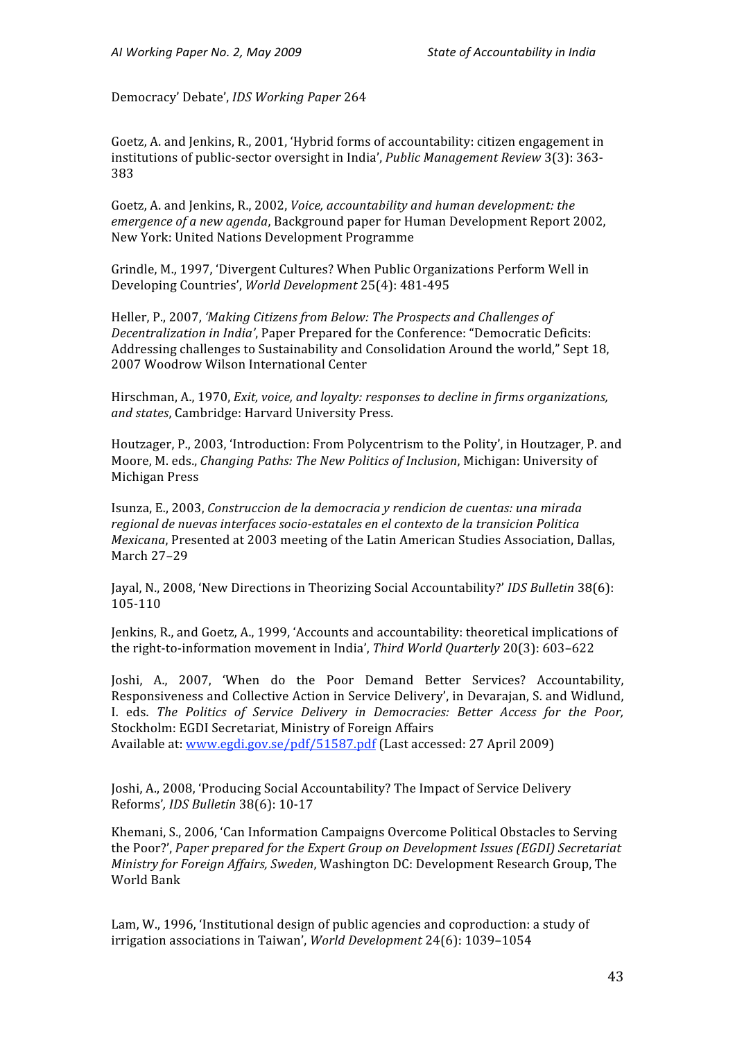Democracy' Debate', *IDS Working Paper* 264

Goetz, A. and Jenkins, R., 2001, 'Hybrid forms of accountability: citizen engagement in institutions of public-sector oversight in India', *Public Management Review* 3(3): 363-383

Goetz, A. and Jenkins, R., 2002, *Voice, accountability and human development: the emergence of a new agenda*, Background paper for Human Development Report 2002, New York: United Nations Development Programme

Grindle, M., 1997, 'Divergent Cultures? When Public Organizations Perform Well in Developing Countries', *World Development* 25(4): 481-495

Heller, P., 2007, *'Making Citizens from Below: The Prospects and Challenges of Decentralization in India'*, Paper Prepared for the Conference: "Democratic Deficits: Addressing challenges to Sustainability and Consolidation Around the world," Sept 18, 2007 Woodrow Wilson International Center

Hirschman, A., 1970, *Exit, voice, and loyalty: responses to decline in firms organizations, and states*, Cambridge: Harvard University Press.

Houtzager, P., 2003, 'Introduction: From Polycentrism to the Polity', in Houtzager, P. and Moore, M. eds., *Changing Paths: The New Politics of Inclusion*, Michigan: University of Michigan Press

Isunza, E., 2003, *Construccion de la democracia y rendicion de cuentas: una mirada regional de nuevas interfaces socio-estatales en el contexto de la transicion Politica Mexicana*, Presented at 2003 meeting of the Latin American Studies Association, Dallas, March 27–29

Jayal, N., 2008, 'New Directions in Theorizing Social Accountability?' *IDS Bulletin* 38(6): 105-110

Jenkins, R., and Goetz, A., 1999, 'Accounts and accountability: theoretical implications of the right-to-information movement in India', *Third World Quarterly* 20(3): 603–622

Joshi, A., 2007, 'When do the Poor Demand Better Services? Accountability, Responsiveness and Collective Action in Service Delivery', in Devarajan, S. and Widlund, I. eds. *The Politics of Service Delivery in Democracies: Better Access for the Poor,* Stockholm: EGDI Secretariat, Ministry of Foreign Affairs
Available at: www.egdi.gov.se/pdf/51587.pdf (Last accessed: 27 April 2009)

Joshi, A., 2008, 'Producing Social Accountability? The Impact of Service Delivery Reforms'*, IDS Bulletin* 38(6): 10-17

Khemani, S., 2006, 'Can Information Campaigns Overcome Political Obstacles to Serving the Poor?', *Paper prepared for the Expert Group on Development Issues (EGDI) Secretariat Ministry for Foreign Affairs, Sweden*, Washington DC: Development Research Group, The World Bank

Lam, W., 1996, 'Institutional design of public agencies and coproduction: a study of irrigation associations in Taiwan', *World Development* 24(6): 1039–1054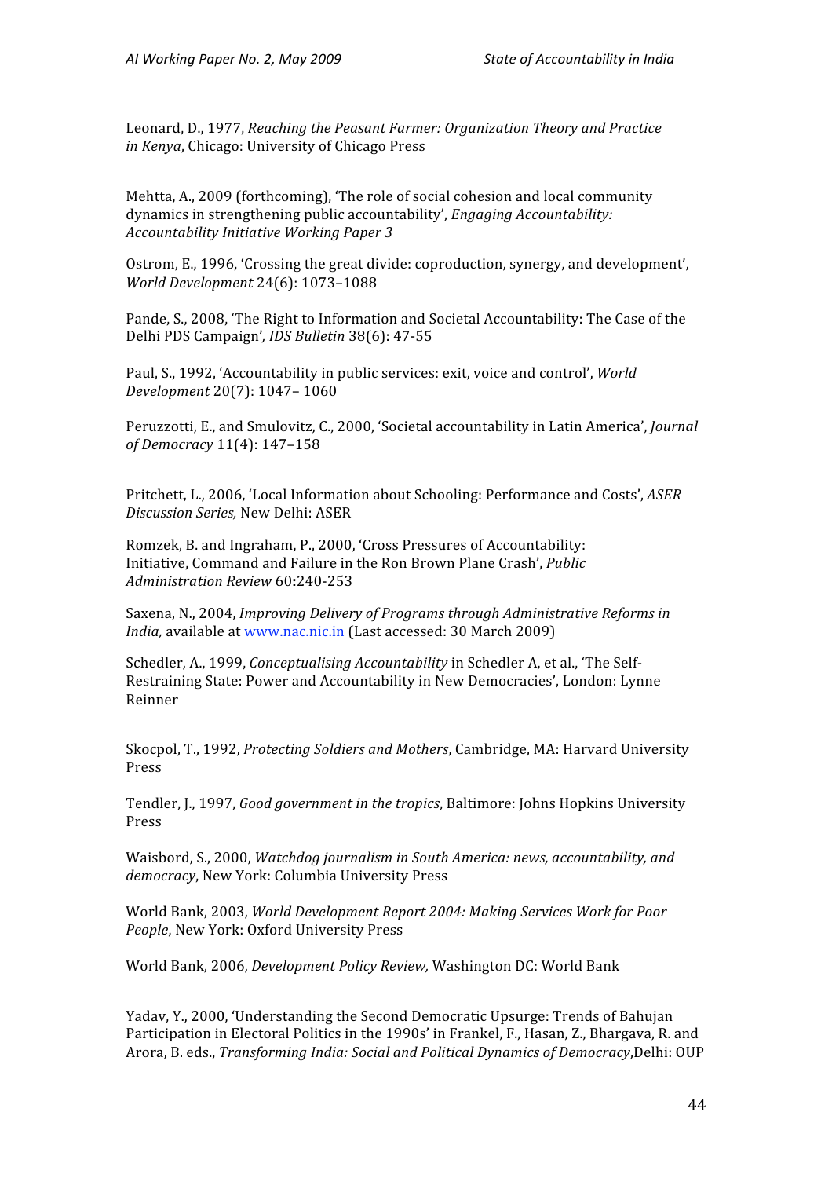Leonard, D., 1977, *Reaching the Peasant Farmer: Organization Theory and Practice in Kenya*, Chicago: University of Chicago Press

Mehtta, A., 2009 (forthcoming), 'The role of social cohesion and local community dynamics in strengthening public accountability', *Engaging Accountability: Accountability Initiative Working Paper 3*

Ostrom, E., 1996, 'Crossing the great divide: coproduction, synergy, and development', *World Development* 24(6): 1073–1088

Pande, S., 2008, 'The Right to Information and Societal Accountability: The Case of the Delhi PDS Campaign'*, IDS Bulletin* 38(6): 47-55

Paul, S., 1992, 'Accountability in public services: exit, voice and control', *World Development* 20(7): 1047– 1060

Peruzzotti, E., and Smulovitz, C., 2000, 'Societal accountability in Latin America', *Journal of Democracy* 11(4): 147–158

Pritchett, L., 2006, 'Local Information about Schooling: Performance and Costs', *ASER Discussion Series,* New Delhi: ASER

Romzek, B. and Ingraham, P., 2000, 'Cross Pressures of Accountability: Initiative, Command and Failure in the Ron Brown Plane Crash', *Public Administration Review* 60**:**240-253

Saxena, N., 2004, *Improving Delivery of Programs through Administrative Reforms in India,* available at www.nac.nic.in (Last accessed: 30 March 2009)

Schedler, A., 1999, *Conceptualising Accountability* in Schedler A, et al., 'The Self-Restraining State: Power and Accountability in New Democracies', London: Lynne Reinner

Skocpol, T., 1992, *Protecting Soldiers and Mothers*, Cambridge, MA: Harvard University Press

Tendler, J., 1997, *Good government in the tropics*, Baltimore: Johns Hopkins University Press

Waisbord, S., 2000, *Watchdog journalism in South America: news, accountability, and democracy*, New York: Columbia University Press

World Bank, 2003, *World Development Report 2004: Making Services Work for Poor People*, New York: Oxford University Press

World Bank, 2006, *Development Policy Review,* Washington DC: World Bank

Yadav, Y., 2000, 'Understanding the Second Democratic Upsurge: Trends of Bahujan Participation in Electoral Politics in the 1990s' in Frankel, F., Hasan, Z., Bhargava, R. and Arora, B. eds., *Transforming India: Social and Political Dynamics of Democracy*,Delhi: OUP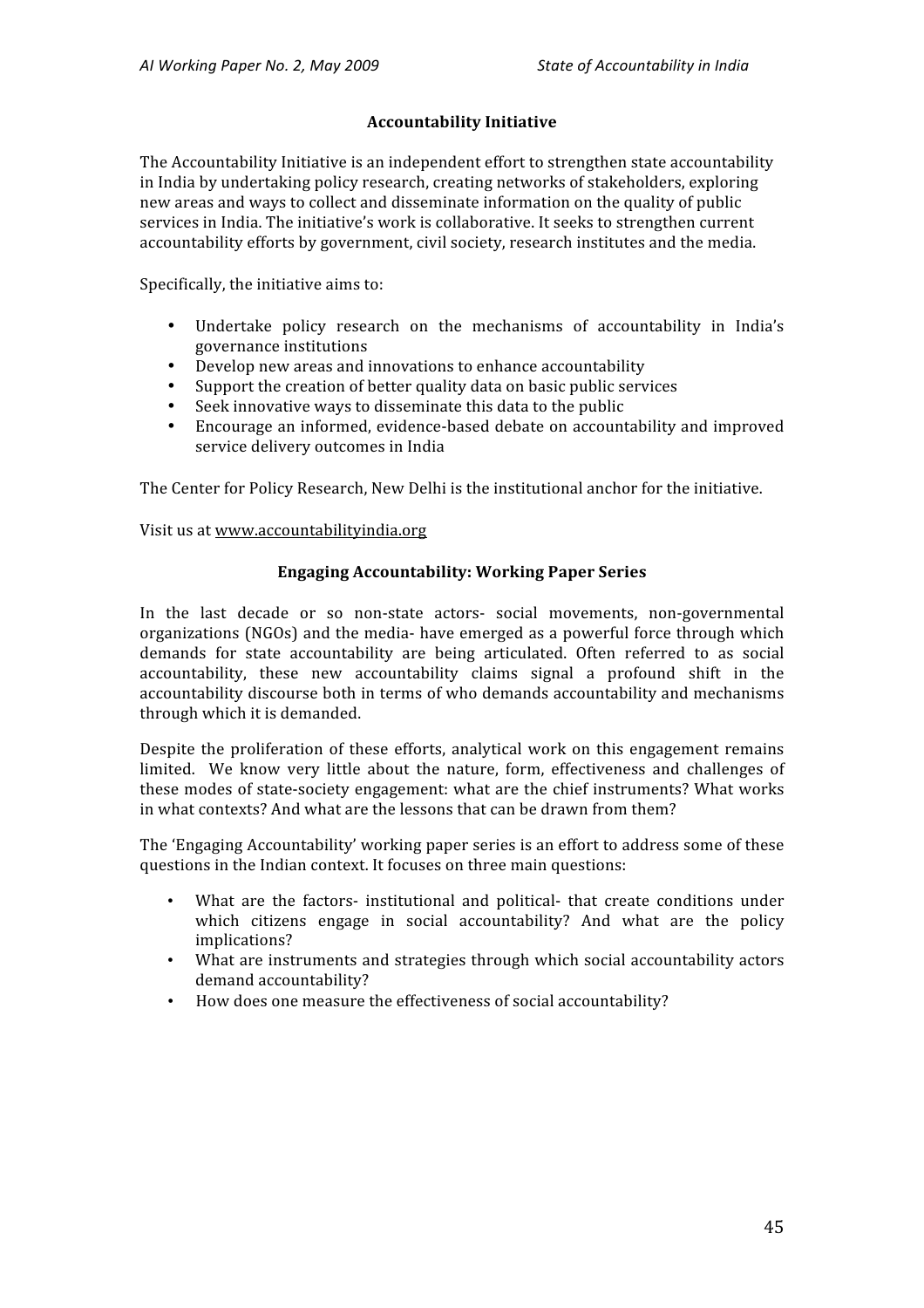## Accountability Initiative

The Accountability Initiative is an independent effort to strengthen state accountability in India by undertaking policy research, creating networks of stakeholders, exploring new areas and ways to collect and disseminate information on the quality of public services in India. The initiative's work is collaborative. It seeks to strengthen current accountability efforts by government, civil society, research institutes and the media.

Specifically, the initiative aims to:

- Undertake policy research on the mechanisms of accountability in India's governance institutions
- Develop new areas and innovations to enhance accountability
- Support the creation of better quality data on basic public services
- Seek innovative ways to disseminate this data to the public
- Encourage an informed, evidence-based debate on accountability and improved service delivery outcomes in India

The Center for Policy Research, New Delhi is the institutional anchor for the initiative.

Visit us at www.accountabilityindia.org

## Engaging Accountability: Working Paper Series

In the last decade or so non-state actors- social movements, non-governmental organizations (NGOs) and the media- have emerged as a powerful force through which demands for state accountability are being articulated. Often referred to as social accountability, these new accountability claims signal a profound shift in the accountability discourse both in terms of who demands accountability and mechanisms through which it is demanded.

Despite the proliferation of these efforts, analytical work on this engagement remains limited. We know very little about the nature, form, effectiveness and challenges of these modes of state-society engagement: what are the chief instruments? What works in what contexts? And what are the lessons that can be drawn from them?

The 'Engaging Accountability' working paper series is an effort to address some of these questions in the Indian context. It focuses on three main questions:

- What are the factors- institutional and political- that create conditions under which citizens engage in social accountability? And what are the policy implications?
- What are instruments and strategies through which social accountability actors demand accountability?
- How does one measure the effectiveness of social accountability?